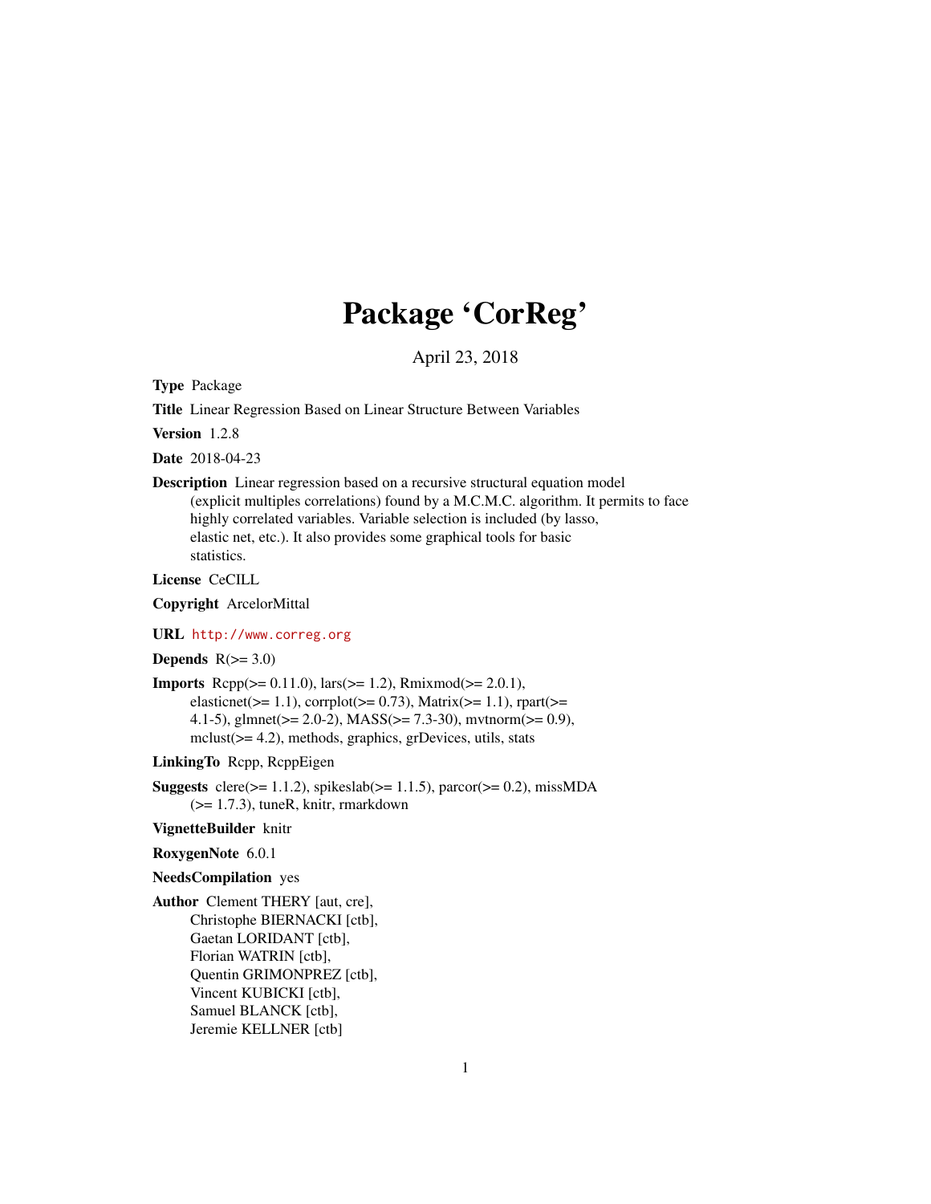# Package 'CorReg'

April 23, 2018

**Type** Package

**Title** Linear Regression Based on Linear Structure Between Variables

**Version** 1.2.8

**Date** 2018-04-23

**Description** Linear regression based on a recursive structural equation model (explicit multiples correlations) found by a M.C.M.C. algorithm. It permits to face highly correlated variables. Variable selection is included (by lasso, elastic net, etc.). It also provides some graphical tools for basic statistics.

**License** CeCILL

**Copyright** ArcelorMittal

**URL** http://www.correg.org

**Depends** R(>= 3.0)

**Imports** Rcpp(>= 0.11.0), lars(>= 1.2), Rmixmod(>= 2.0.1), elasticnet(>= 1.1), corrplot(>= 0.73), Matrix(>= 1.1), rpart(>= 4.1-5), glmnet(>= 2.0-2), MASS(>= 7.3-30), mvtnorm(>= 0.9), mclust(>= 4.2), methods, graphics, grDevices, utils, stats

**LinkingTo** Rcpp, RcppEigen

**Suggests** clere(>= 1.1.2), spikeslab(>= 1.1.5), parcor(>= 0.2), missMDA (>= 1.7.3), tuneR, knitr, rmarkdown

**VignetteBuilder** knitr

**RoxygenNote** 6.0.1

**NeedsCompilation** yes

**Author** Clement THERY [aut, cre], Christophe BIERNACKI [ctb], Gaetan LORIDANT [ctb], Florian WATRIN [ctb], Quentin GRIMONPREZ [ctb], Vincent KUBICKI [ctb], Samuel BLANCK [ctb], Jeremie KELLNER [ctb]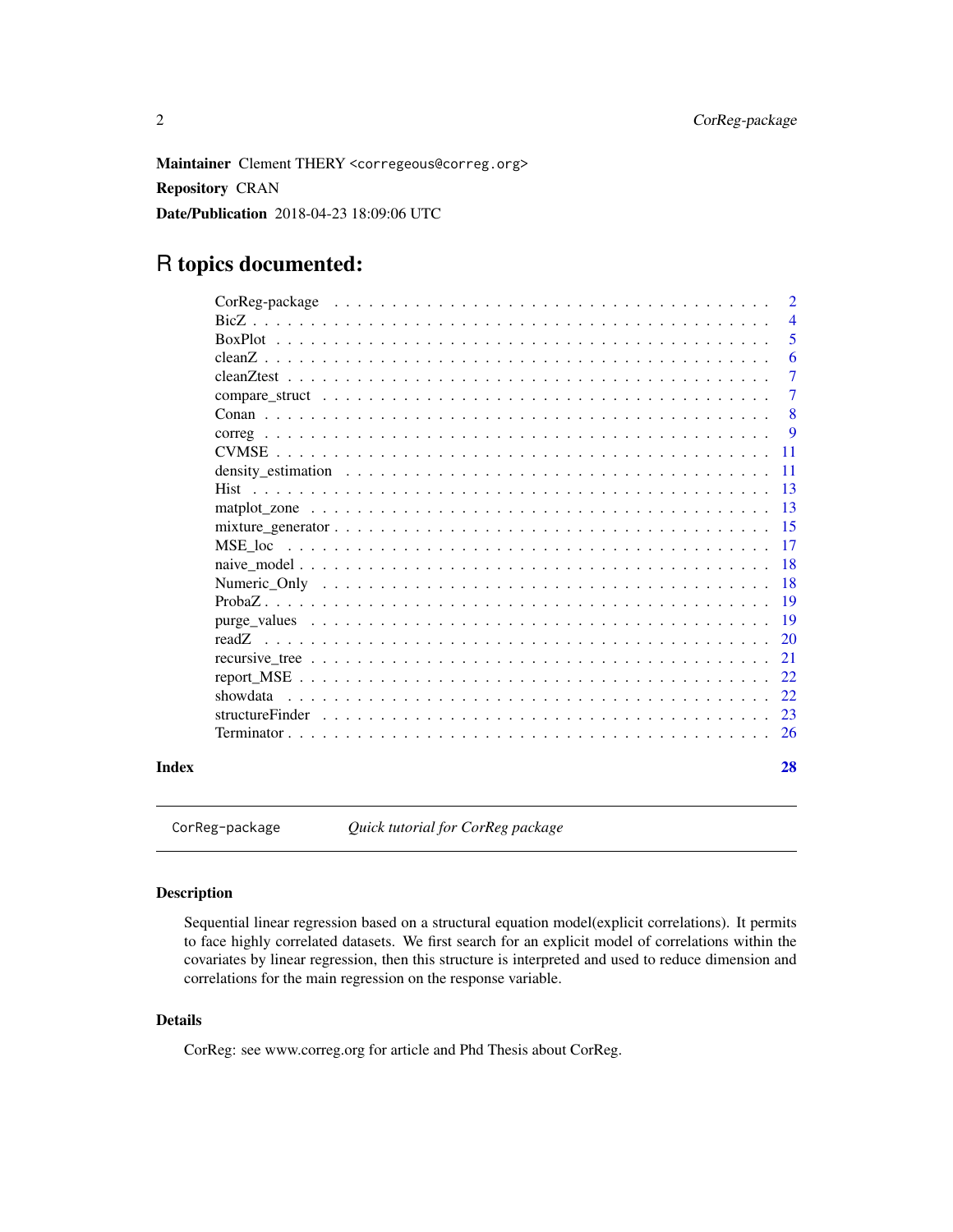**Maintainer** Clement THERY <corregeous@correg.org>

**Repository** CRAN

**Date/Publication** 2018-04-23 18:09:06 UTC

# R topics documented:

| | |
|---|---|
| CorReg-package | 2 |
| BicZ | 4 |
| BoxPlot | 5 |
| cleanZ | 6 |
| cleanZtest | 7 |
| compare_struct | 7 |
| Conan | 8 |
| correg | 9 |
| CVMSE | 11 |
| density_estimation | 11 |
| Hist | 13 |
| matplot_zone | 13 |
| mixture_generator | 15 |
| MSE_loc | 17 |
| naive_model | 18 |
| Numeric_Only | 18 |
| ProbaZ | 19 |
| purge_values | 19 |
| readZ | 20 |
| recursive_tree | 21 |
| report_MSE | 22 |
| showdata | 22 |
| structureFinder | 23 |
| Terminator | 26 |
| **Index** | **28** |

---

`CorReg-package` *Quick tutorial for CorReg package*

---

### Description

Sequential linear regression based on a structural equation model(explicit correlations). It permits to face highly correlated datasets. We first search for an explicit model of correlations within the covariates by linear regression, then this structure is interpreted and used to reduce dimension and correlations for the main regression on the response variable.

### Details

CorReg: see www.correg.org for article and Phd Thesis about CorReg.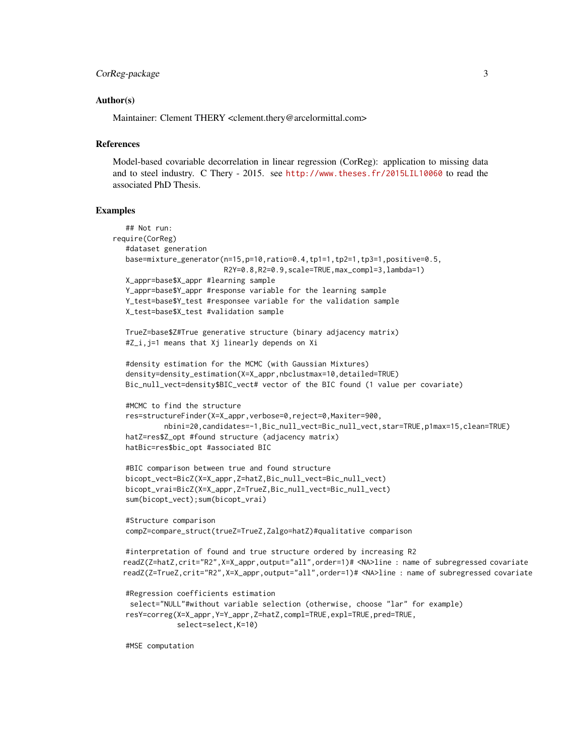## Author(s)

Maintainer: Clement THERY <clement.thery@arcelormittal.com>

## References

Model-based covariable decorrelation in linear regression (CorReg): application to missing data and to steel industry. C Thery - 2015. see http://www.theses.fr/2015LIL10060 to read the associated PhD Thesis.

## Examples

```
   ## Not run:
require(CorReg)
   #dataset generation
   base=mixture_generator(n=15,p=10,ratio=0.4,tp1=1,tp2=1,tp3=1,positive=0.5,
                          R2Y=0.8,R2=0.9,scale=TRUE,max_compl=3,lambda=1)
   X_appr=base$X_appr #learning sample
   Y_appr=base$Y_appr #response variable for the learning sample
   Y_test=base$Y_test #responsee variable for the validation sample
   X_test=base$X_test #validation sample

   TrueZ=base$Z#True generative structure (binary adjacency matrix)
   #Z_i,j=1 means that Xj linearly depends on Xi

   #density estimation for the MCMC (with Gaussian Mixtures)
   density=density_estimation(X=X_appr,nbclustmax=10,detailed=TRUE)
   Bic_null_vect=density$BIC_vect# vector of the BIC found (1 value per covariate)

   #MCMC to find the structure
   res=structureFinder(X=X_appr,verbose=0,reject=0,Maxiter=900,
            nbini=20,candidates=-1,Bic_null_vect=Bic_null_vect,star=TRUE,p1max=15,clean=TRUE)
   hatZ=res$Z_opt #found structure (adjacency matrix)
   hatBic=res$bic_opt #associated BIC

   #BIC comparison between true and found structure
   bicopt_vect=BicZ(X=X_appr,Z=hatZ,Bic_null_vect=Bic_null_vect)
   bicopt_vrai=BicZ(X=X_appr,Z=TrueZ,Bic_null_vect=Bic_null_vect)
   sum(bicopt_vect);sum(bicopt_vrai)

   #Structure comparison
   compZ=compare_struct(trueZ=TrueZ,Zalgo=hatZ)#qualitative comparison

   #interpretation of found and true structure ordered by increasing R2
  readZ(Z=hatZ,crit="R2",X=X_appr,output="all",order=1)# <NA>line : name of subregressed covariate
  readZ(Z=TrueZ,crit="R2",X=X_appr,output="all",order=1)# <NA>line : name of subregressed covariate

   #Regression coefficients estimation
    select="NULL"#without variable selection (otherwise, choose "lar" for example)
   resY=correg(X=X_appr,Y=Y_appr,Z=hatZ,compl=TRUE,expl=TRUE,pred=TRUE,
               select=select,K=10)

   #MSE computation
```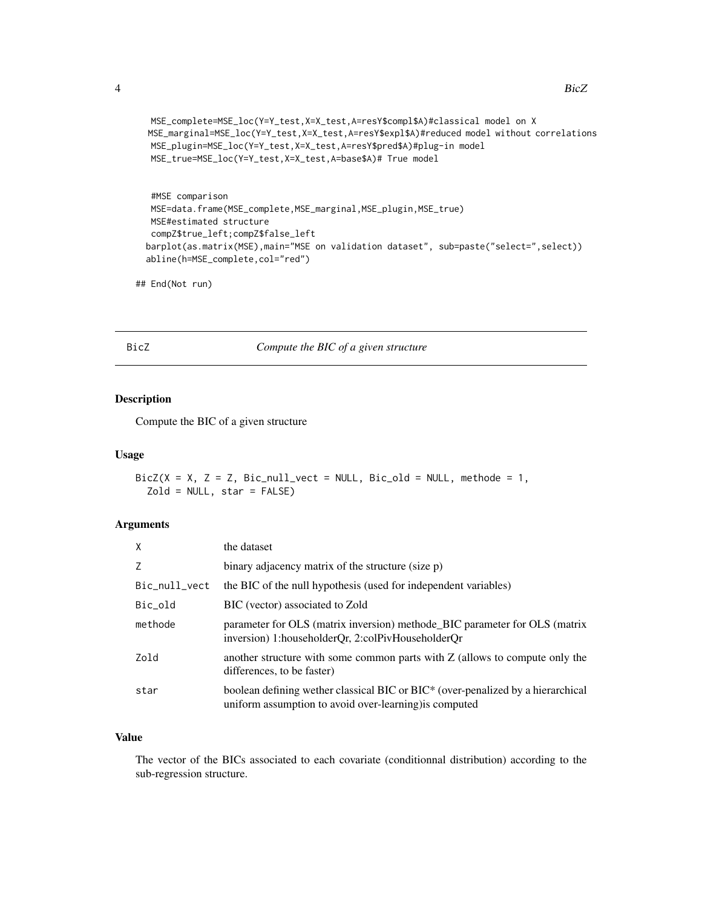```
   MSE_complete=MSE_loc(Y=Y_test,X=X_test,A=resY$compl$A)#classical model on X
   MSE_marginal=MSE_loc(Y=Y_test,X=X_test,A=resY$expl$A)#reduced model without correlations
   MSE_plugin=MSE_loc(Y=Y_test,X=X_test,A=resY$pred$A)#plug-in model
   MSE_true=MSE_loc(Y=Y_test,X=X_test,A=base$A)# True model


   #MSE comparison
   MSE=data.frame(MSE_complete,MSE_marginal,MSE_plugin,MSE_true)
   MSE#estimated structure
   compZ$true_left;compZ$false_left
  barplot(as.matrix(MSE),main="MSE on validation dataset", sub=paste("select=",select))
  abline(h=MSE_complete,col="red")

## End(Not run)
```

## BicZ — *Compute the BIC of a given structure*

### Description

Compute the BIC of a given structure

### Usage

```
BicZ(X = X, Z = Z, Bic_null_vect = NULL, Bic_old = NULL, methode = 1,
  Zold = NULL, star = FALSE)
```

### Arguments

| | |
|---|---|
| X | the dataset |
| Z | binary adjacency matrix of the structure (size p) |
| Bic_null_vect | the BIC of the null hypothesis (used for independent variables) |
| Bic_old | BIC (vector) associated to Zold |
| methode | parameter for OLS (matrix inversion) methode_BIC parameter for OLS (matrix inversion) 1:householderQr, 2:colPivHouseholderQr |
| Zold | another structure with some common parts with Z (allows to compute only the differences, to be faster) |
| star | boolean defining wether classical BIC or BIC* (over-penalized by a hierarchical uniform assumption to avoid over-learning)is computed |

### Value

The vector of the BICs associated to each covariate (conditionnal distribution) according to the sub-regression structure.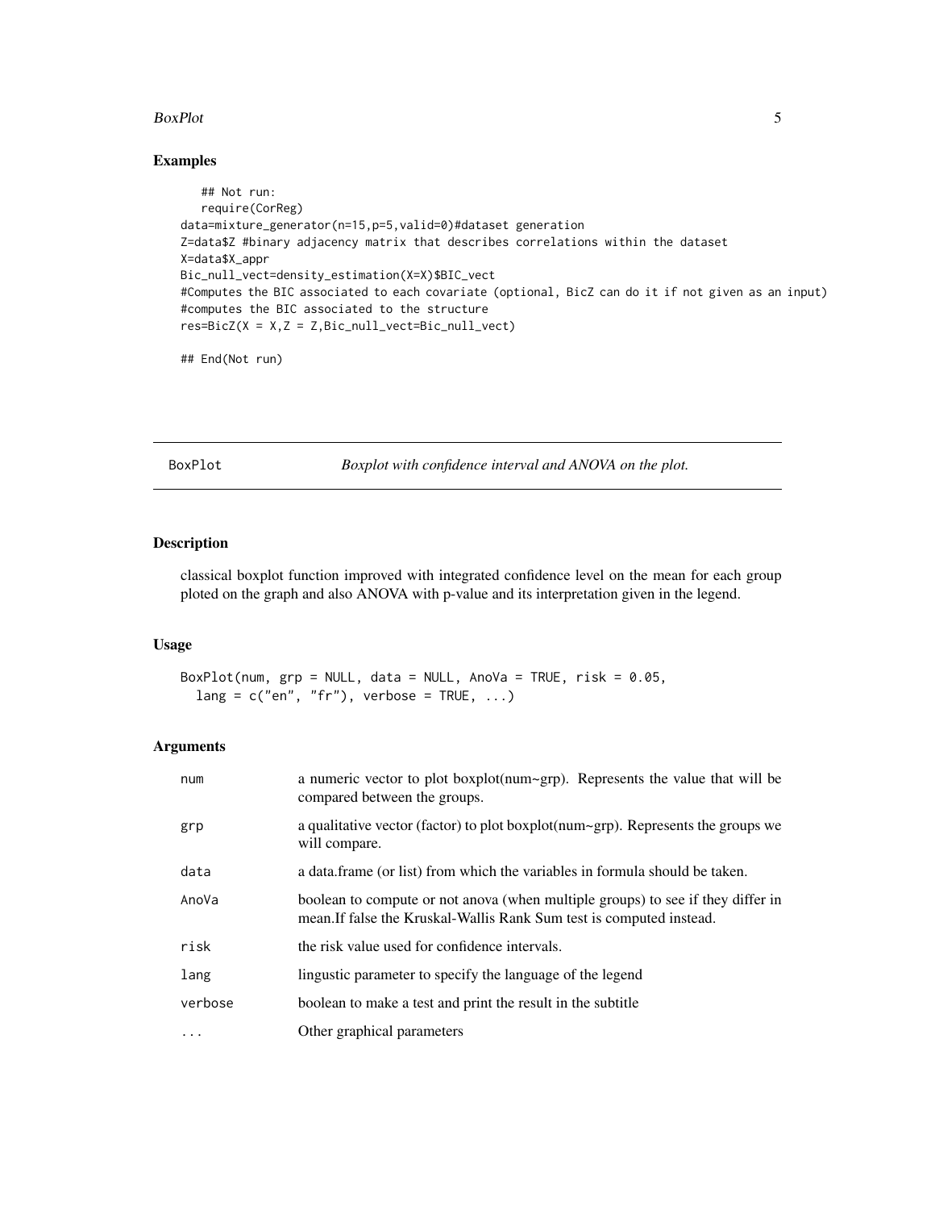## Examples

```
   ## Not run:
   require(CorReg)
data=mixture_generator(n=15,p=5,valid=0)#dataset generation
Z=data$Z #binary adjacency matrix that describes correlations within the dataset
X=data$X_appr
Bic_null_vect=density_estimation(X=X)$BIC_vect
#Computes the BIC associated to each covariate (optional, BicZ can do it if not given as an input)
#computes the BIC associated to the structure
res=BicZ(X = X,Z = Z,Bic_null_vect=Bic_null_vect)

## End(Not run)
```

---

# BoxPlot &nbsp;&nbsp;&nbsp;&nbsp; *Boxplot with confidence interval and ANOVA on the plot.*

---

## Description

classical boxplot function improved with integrated confidence level on the mean for each group ploted on the graph and also ANOVA with p-value and its interpretation given in the legend.

## Usage

```
BoxPlot(num, grp = NULL, data = NULL, AnoVa = TRUE, risk = 0.05,
  lang = c("en", "fr"), verbose = TRUE, ...)
```

## Arguments

| | |
|---|---|
| num | a numeric vector to plot boxplot(num~grp). Represents the value that will be compared between the groups. |
| grp | a qualitative vector (factor) to plot boxplot(num~grp). Represents the groups we will compare. |
| data | a data.frame (or list) from which the variables in formula should be taken. |
| AnoVa | boolean to compute or not anova (when multiple groups) to see if they differ in mean.If false the Kruskal-Wallis Rank Sum test is computed instead. |
| risk | the risk value used for confidence intervals. |
| lang | lingustic parameter to specify the language of the legend |
| verbose | boolean to make a test and print the result in the subtitle |
| ... | Other graphical parameters |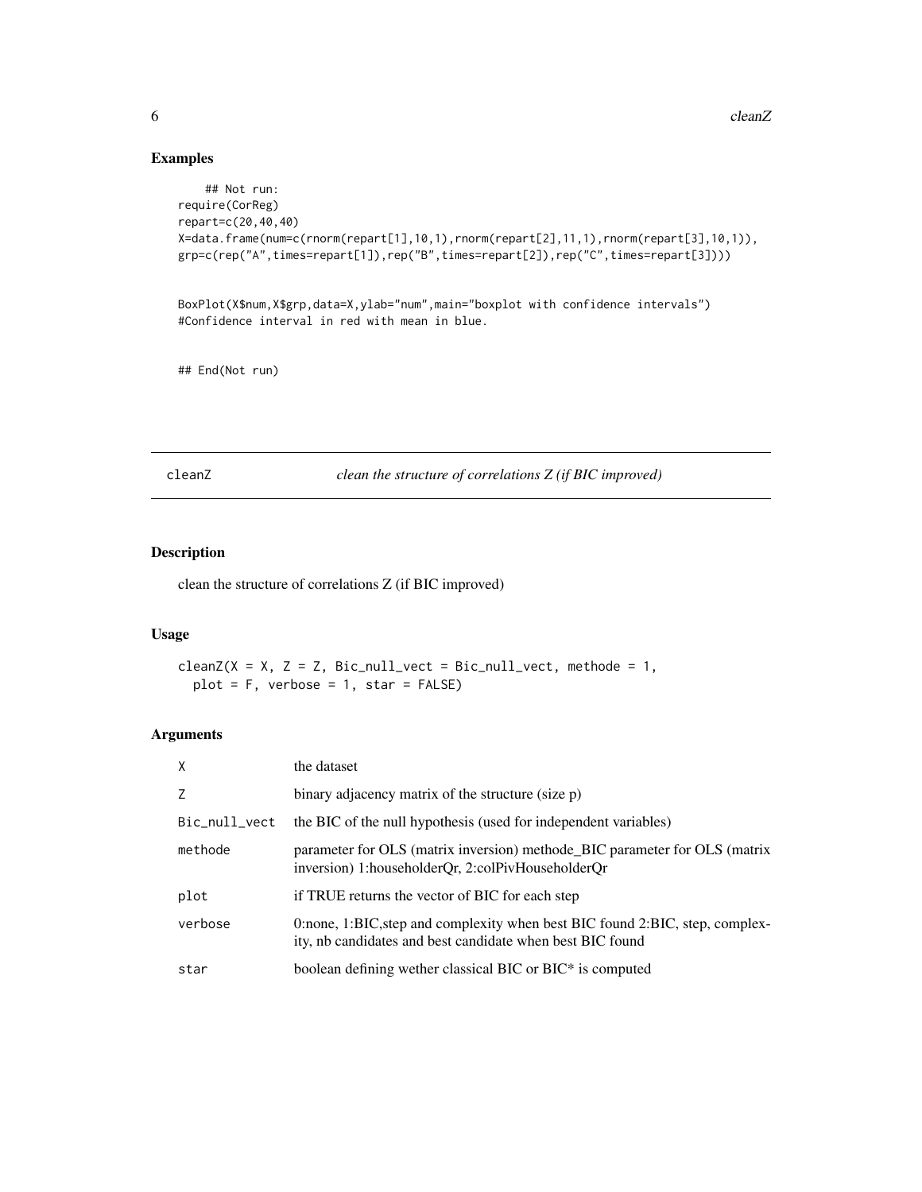## Examples

```
    ## Not run:
require(CorReg)
repart=c(20,40,40)
X=data.frame(num=c(rnorm(repart[1],10,1),rnorm(repart[2],11,1),rnorm(repart[3],10,1)),
grp=c(rep("A",times=repart[1]),rep("B",times=repart[2]),rep("C",times=repart[3])))


BoxPlot(X$num,X$grp,data=X,ylab="num",main="boxplot with confidence intervals")
#Confidence interval in red with mean in blue.


## End(Not run)
```

---

cleanZ — *clean the structure of correlations Z (if BIC improved)*

---

## Description

clean the structure of correlations Z (if BIC improved)

## Usage

```
cleanZ(X = X, Z = Z, Bic_null_vect = Bic_null_vect, methode = 1,
  plot = F, verbose = 1, star = FALSE)
```

## Arguments

| | |
|---|---|
| `X` | the dataset |
| `Z` | binary adjacency matrix of the structure (size p) |
| `Bic_null_vect` | the BIC of the null hypothesis (used for independent variables) |
| `methode` | parameter for OLS (matrix inversion) methode_BIC parameter for OLS (matrix inversion) 1:householderQr, 2:colPivHouseholderQr |
| `plot` | if TRUE returns the vector of BIC for each step |
| `verbose` | 0:none, 1:BIC,step and complexity when best BIC found 2:BIC, step, complexity, nb candidates and best candidate when best BIC found |
| `star` | boolean defining wether classical BIC or BIC* is computed |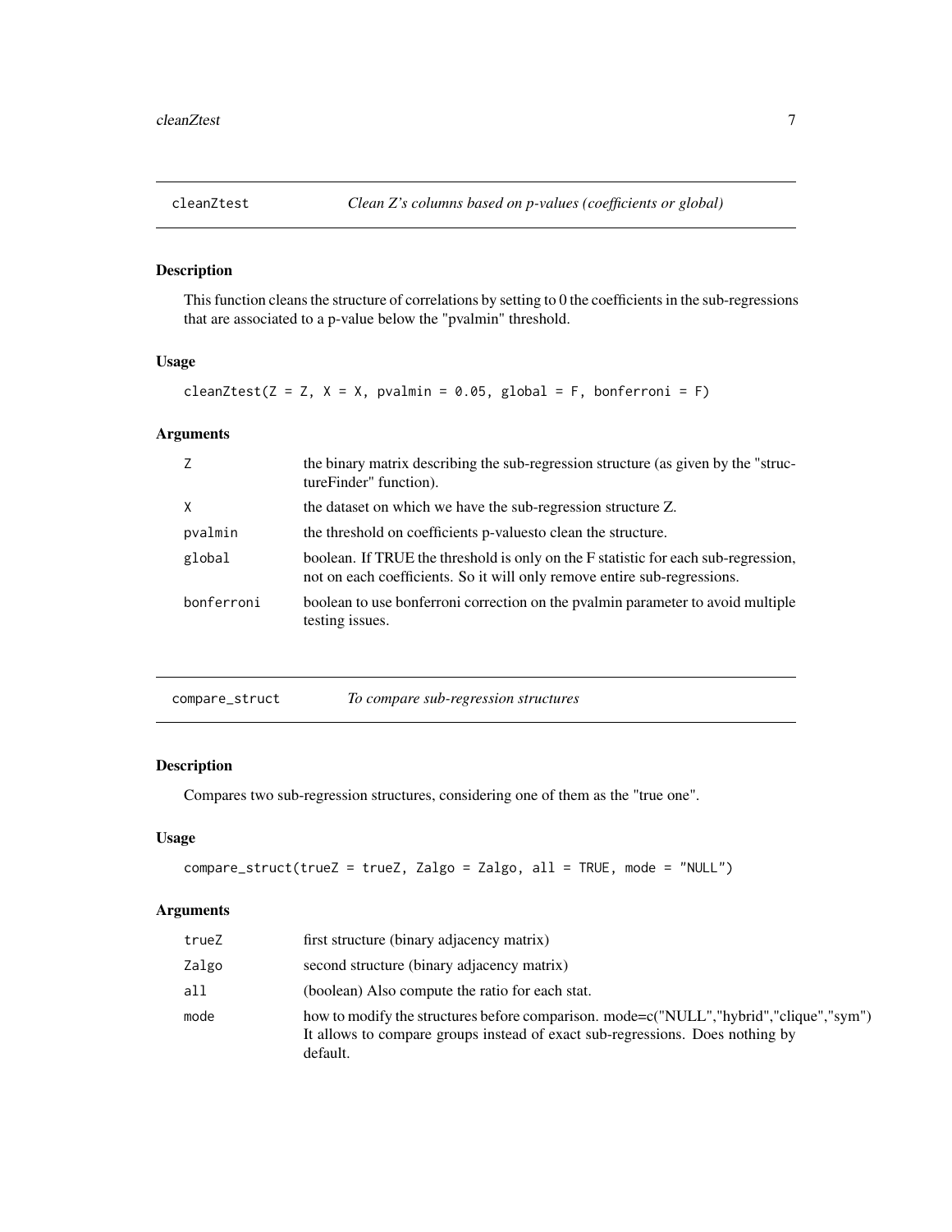## cleanZtest — *Clean Z's columns based on p-values (coefficients or global)*

### Description

This function cleans the structure of correlations by setting to 0 the coefficients in the sub-regressions that are associated to a p-value below the "pvalmin" threshold.

### Usage

```
cleanZtest(Z = Z, X = X, pvalmin = 0.05, global = F, bonferroni = F)
```

### Arguments

| | |
|---|---|
| `Z` | the binary matrix describing the sub-regression structure (as given by the "structureFinder" function). |
| `X` | the dataset on which we have the sub-regression structure Z. |
| `pvalmin` | the threshold on coefficients p-valuesto clean the structure. |
| `global` | boolean. If TRUE the threshold is only on the F statistic for each sub-regression, not on each coefficients. So it will only remove entire sub-regressions. |
| `bonferroni` | boolean to use bonferroni correction on the pvalmin parameter to avoid multiple testing issues. |

## compare_struct — *To compare sub-regression structures*

### Description

Compares two sub-regression structures, considering one of them as the "true one".

### Usage

```
compare_struct(trueZ = trueZ, Zalgo = Zalgo, all = TRUE, mode = "NULL")
```

### Arguments

| | |
|---|---|
| `trueZ` | first structure (binary adjacency matrix) |
| `Zalgo` | second structure (binary adjacency matrix) |
| `all` | (boolean) Also compute the ratio for each stat. |
| `mode` | how to modify the structures before comparison. mode=c("NULL","hybrid","clique","sym") It allows to compare groups instead of exact sub-regressions. Does nothing by default. |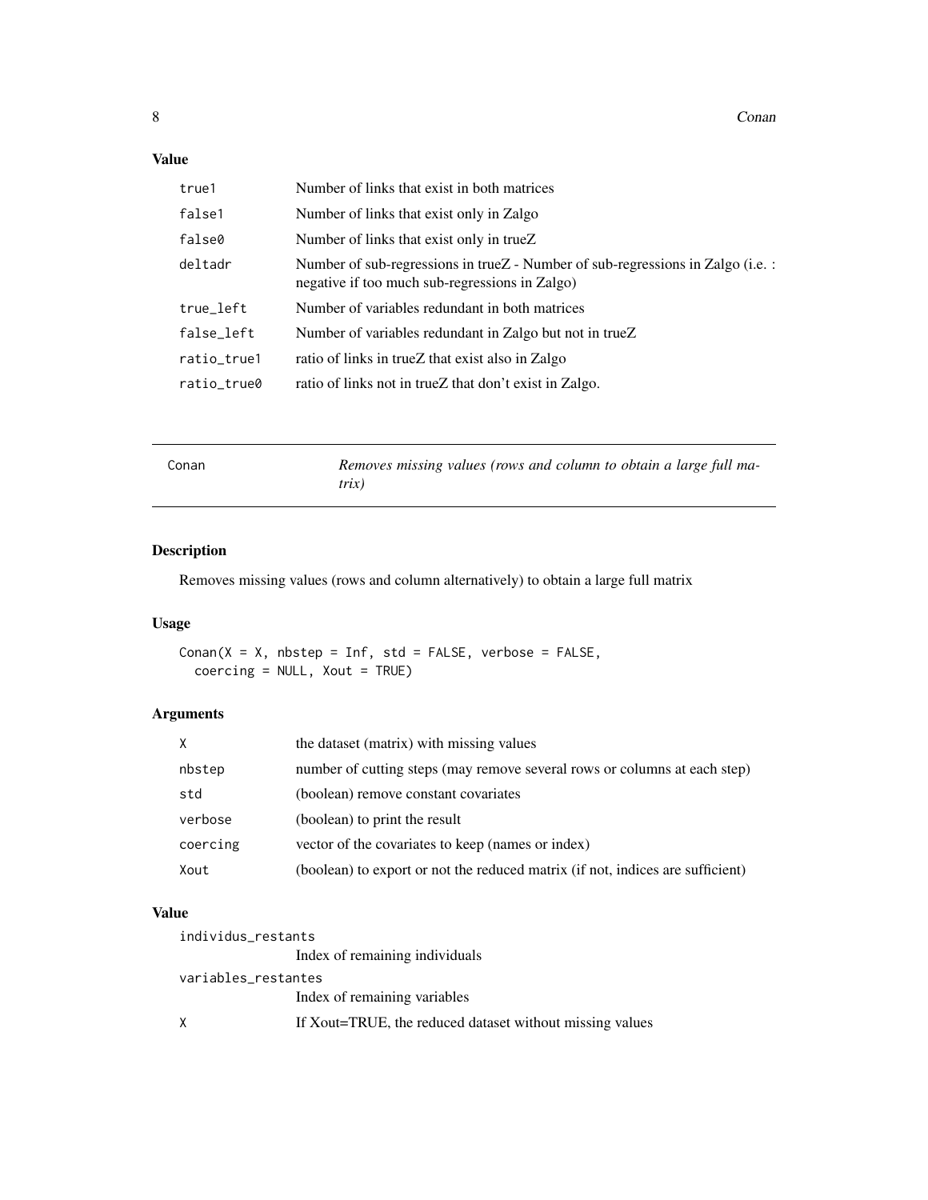### Value

| | |
|---|---|
| true1 | Number of links that exist in both matrices |
| false1 | Number of links that exist only in Zalgo |
| false0 | Number of links that exist only in trueZ |
| deltadr | Number of sub-regressions in trueZ - Number of sub-regressions in Zalgo (i.e. : negative if too much sub-regressions in Zalgo) |
| true_left | Number of variables redundant in both matrices |
| false_left | Number of variables redundant in Zalgo but not in trueZ |
| ratio_true1 | ratio of links in trueZ that exist also in Zalgo |
| ratio_true0 | ratio of links not in trueZ that don't exist in Zalgo. |

---

## Conan — *Removes missing values (rows and column to obtain a large full matrix)*

---

### Description

Removes missing values (rows and column alternatively) to obtain a large full matrix

### Usage

```
Conan(X = X, nbstep = Inf, std = FALSE, verbose = FALSE,
  coercing = NULL, Xout = TRUE)
```

### Arguments

| | |
|---|---|
| X | the dataset (matrix) with missing values |
| nbstep | number of cutting steps (may remove several rows or columns at each step) |
| std | (boolean) remove constant covariates |
| verbose | (boolean) to print the result |
| coercing | vector of the covariates to keep (names or index) |
| Xout | (boolean) to export or not the reduced matrix (if not, indices are sufficient) |

### Value

| | |
|---|---|
| individus_restants | Index of remaining individuals |
| variables_restantes | Index of remaining variables |
| X | If Xout=TRUE, the reduced dataset without missing values |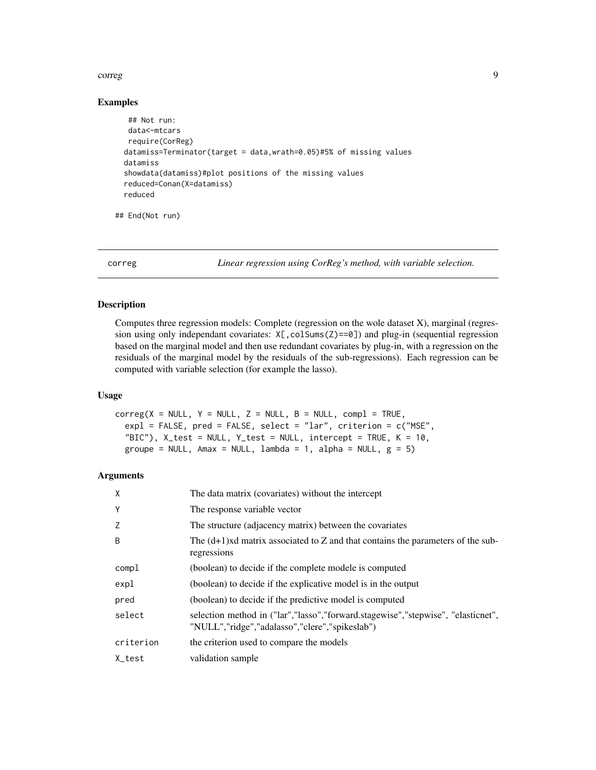## Examples

```
 ## Not run:
 data<-mtcars
 require(CorReg)
datamiss=Terminator(target = data,wrath=0.05)#5% of missing values
datamiss
showdata(datamiss)#plot positions of the missing values
reduced=Conan(X=datamiss)
reduced

## End(Not run)
```

---

correg — *Linear regression using CorReg's method, with variable selection.*

---

## Description

Computes three regression models: Complete (regression on the wole dataset X), marginal (regression using only independant covariates: `X[,colSums(Z)==0]`) and plug-in (sequential regression based on the marginal model and then use redundant covariates by plug-in, with a regression on the residuals of the marginal model by the residuals of the sub-regressions). Each regression can be computed with variable selection (for example the lasso).

## Usage

```
correg(X = NULL, Y = NULL, Z = NULL, B = NULL, compl = TRUE,
  expl = FALSE, pred = FALSE, select = "lar", criterion = c("MSE",
  "BIC"), X_test = NULL, Y_test = NULL, intercept = TRUE, K = 10,
  groupe = NULL, Amax = NULL, lambda = 1, alpha = NULL, g = 5)
```

## Arguments

| | |
|---|---|
| `X` | The data matrix (covariates) without the intercept |
| `Y` | The response variable vector |
| `Z` | The structure (adjacency matrix) between the covariates |
| `B` | The (d+1)xd matrix associated to Z and that contains the parameters of the sub-regressions |
| `compl` | (boolean) to decide if the complete modele is computed |
| `expl` | (boolean) to decide if the explicative model is in the output |
| `pred` | (boolean) to decide if the predictive model is computed |
| `select` | selection method in ("lar","lasso","forward.stagewise","stepwise", "elasticnet", "NULL","ridge","adalasso","clere","spikeslab") |
| `criterion` | the criterion used to compare the models |
| `X_test` | validation sample |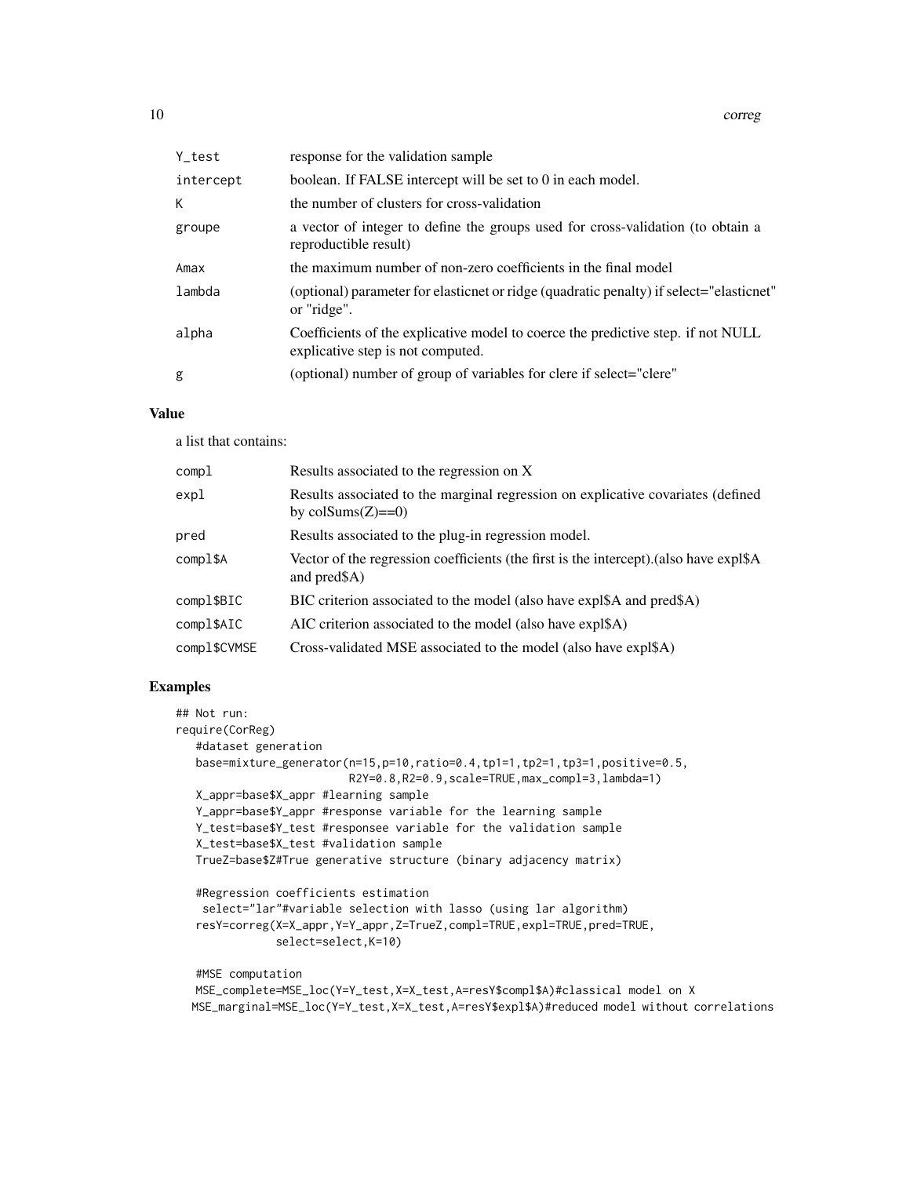| | |
|---|---|
| Y_test | response for the validation sample |
| intercept | boolean. If FALSE intercept will be set to 0 in each model. |
| K | the number of clusters for cross-validation |
| groupe | a vector of integer to define the groups used for cross-validation (to obtain a reproductible result) |
| Amax | the maximum number of non-zero coefficients in the final model |
| lambda | (optional) parameter for elasticnet or ridge (quadratic penalty) if select="elasticnet" or "ridge". |
| alpha | Coefficients of the explicative model to coerce the predictive step. if not NULL explicative step is not computed. |
| g | (optional) number of group of variables for clere if select="clere" |

### Value

a list that contains:

| | |
|---|---|
| compl | Results associated to the regression on X |
| expl | Results associated to the marginal regression on explicative covariates (defined by colSums(Z)==0) |
| pred | Results associated to the plug-in regression model. |
| compl$A | Vector of the regression coefficients (the first is the intercept).(also have expl$A and pred$A) |
| compl$BIC | BIC criterion associated to the model (also have expl$A and pred$A) |
| compl$AIC | AIC criterion associated to the model (also have expl$A) |
| compl$CVMSE | Cross-validated MSE associated to the model (also have expl$A) |

### Examples

```
## Not run:
require(CorReg)
   #dataset generation
   base=mixture_generator(n=15,p=10,ratio=0.4,tp1=1,tp2=1,tp3=1,positive=0.5,
                          R2Y=0.8,R2=0.9,scale=TRUE,max_compl=3,lambda=1)
   X_appr=base$X_appr #learning sample
   Y_appr=base$Y_appr #response variable for the learning sample
   Y_test=base$Y_test #responsee variable for the validation sample
   X_test=base$X_test #validation sample
   TrueZ=base$Z#True generative structure (binary adjacency matrix)

   #Regression coefficients estimation
    select="lar"#variable selection with lasso (using lar algorithm)
   resY=correg(X=X_appr,Y=Y_appr,Z=TrueZ,compl=TRUE,expl=TRUE,pred=TRUE,
               select=select,K=10)

   #MSE computation
   MSE_complete=MSE_loc(Y=Y_test,X=X_test,A=resY$compl$A)#classical model on X
  MSE_marginal=MSE_loc(Y=Y_test,X=X_test,A=resY$expl$A)#reduced model without correlations
```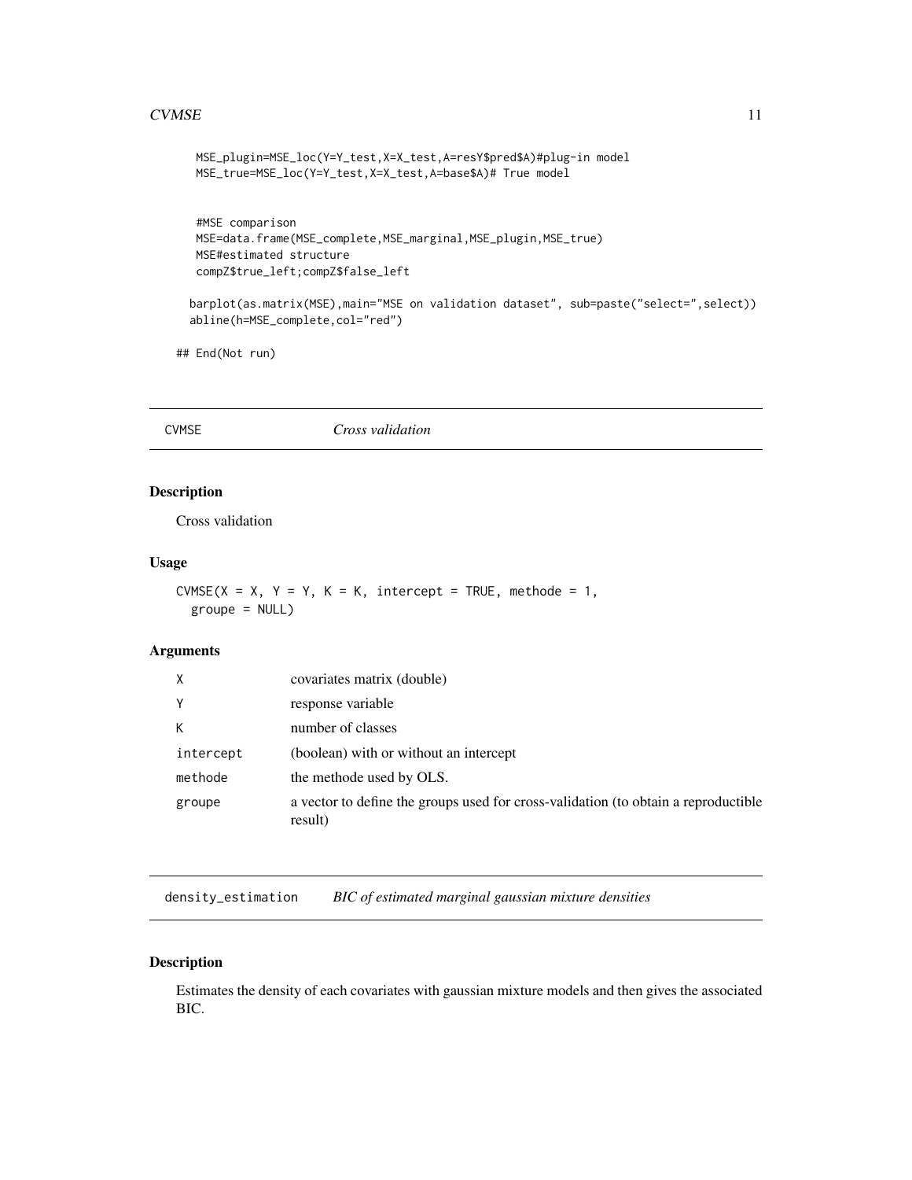```
    MSE_plugin=MSE_loc(Y=Y_test,X=X_test,A=resY$pred$A)#plug-in model
    MSE_true=MSE_loc(Y=Y_test,X=X_test,A=base$A)# True model


    #MSE comparison
    MSE=data.frame(MSE_complete,MSE_marginal,MSE_plugin,MSE_true)
    MSE#estimated structure
    compZ$true_left;compZ$false_left

  barplot(as.matrix(MSE),main="MSE on validation dataset", sub=paste("select=",select))
  abline(h=MSE_complete,col="red")

## End(Not run)
```

## CVMSE *Cross validation*

### Description

Cross validation

### Usage

```
CVMSE(X = X, Y = Y, K = K, intercept = TRUE, methode = 1,
  groupe = NULL)
```

### Arguments

| | |
|---|---|
| `X` | covariates matrix (double) |
| `Y` | response variable |
| `K` | number of classes |
| `intercept` | (boolean) with or without an intercept |
| `methode` | the methode used by OLS. |
| `groupe` | a vector to define the groups used for cross-validation (to obtain a reproductible result) |

## density_estimation *BIC of estimated marginal gaussian mixture densities*

### Description

Estimates the density of each covariates with gaussian mixture models and then gives the associated BIC.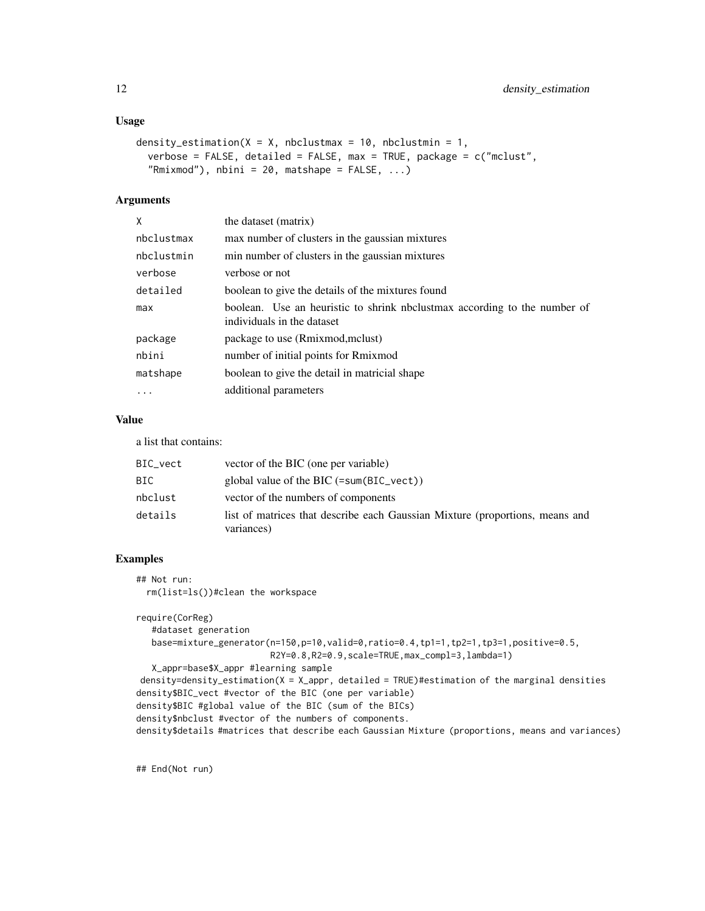## Usage

```
density_estimation(X = X, nbclustmax = 10, nbclustmin = 1,
  verbose = FALSE, detailed = FALSE, max = TRUE, package = c("mclust",
  "Rmixmod"), nbini = 20, matshape = FALSE, ...)
```

## Arguments

| | |
|---|---|
| X | the dataset (matrix) |
| nbclustmax | max number of clusters in the gaussian mixtures |
| nbclustmin | min number of clusters in the gaussian mixtures |
| verbose | verbose or not |
| detailed | boolean to give the details of the mixtures found |
| max | boolean. Use an heuristic to shrink nbclustmax according to the number of individuals in the dataset |
| package | package to use (Rmixmod,mclust) |
| nbini | number of initial points for Rmixmod |
| matshape | boolean to give the detail in matricial shape |
| ... | additional parameters |

## Value

a list that contains:

| | |
|---|---|
| BIC_vect | vector of the BIC (one per variable) |
| BIC | global value of the BIC (=sum(BIC_vect)) |
| nbclust | vector of the numbers of components |
| details | list of matrices that describe each Gaussian Mixture (proportions, means and variances) |

## Examples

```
## Not run:
  rm(list=ls())#clean the workspace

require(CorReg)
   #dataset generation
   base=mixture_generator(n=150,p=10,valid=0,ratio=0.4,tp1=1,tp2=1,tp3=1,positive=0.5,
                          R2Y=0.8,R2=0.9,scale=TRUE,max_compl=3,lambda=1)
   X_appr=base$X_appr #learning sample
 density=density_estimation(X = X_appr, detailed = TRUE)#estimation of the marginal densities
density$BIC_vect #vector of the BIC (one per variable)
density$BIC #global value of the BIC (sum of the BICs)
density$nbclust #vector of the numbers of components.
density$details #matrices that describe each Gaussian Mixture (proportions, means and variances)


## End(Not run)
```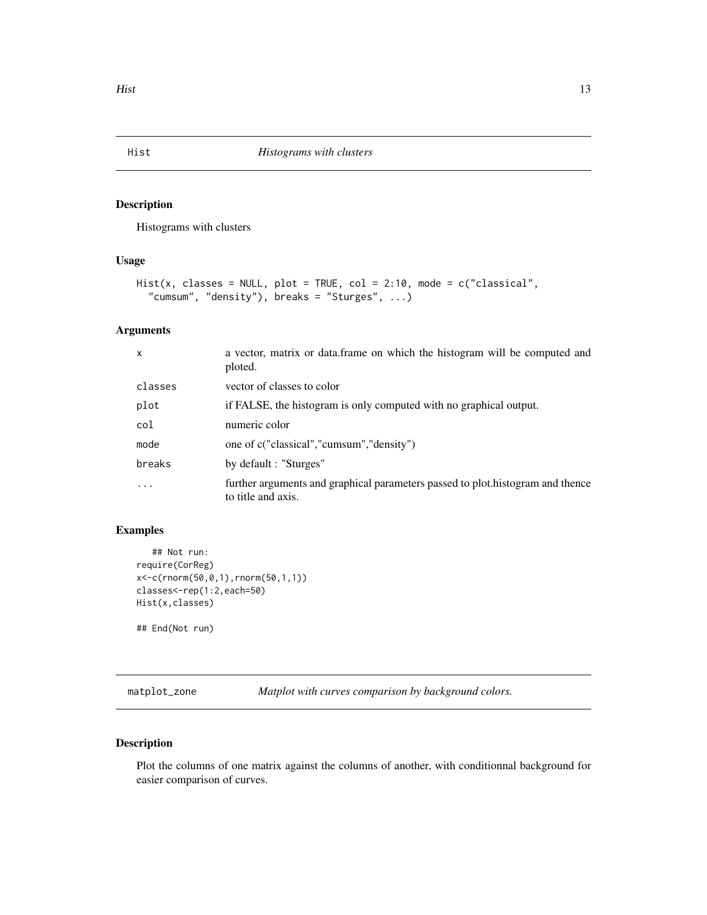## Hist *Histograms with clusters*

### Description

Histograms with clusters

### Usage

```
Hist(x, classes = NULL, plot = TRUE, col = 2:10, mode = c("classical",
  "cumsum", "density"), breaks = "Sturges", ...)
```

### Arguments

| | |
|---|---|
| x | a vector, matrix or data.frame on which the histogram will be computed and ploted. |
| classes | vector of classes to color |
| plot | if FALSE, the histogram is only computed with no graphical output. |
| col | numeric color |
| mode | one of c("classical","cumsum","density") |
| breaks | by default : "Sturges" |
| ... | further arguments and graphical parameters passed to plot.histogram and thence to title and axis. |

### Examples

```
   ## Not run:
require(CorReg)
x<-c(rnorm(50,0,1),rnorm(50,1,1))
classes<-rep(1:2,each=50)
Hist(x,classes)

## End(Not run)
```

## matplot_zone *Matplot with curves comparison by background colors.*

### Description

Plot the columns of one matrix against the columns of another, with conditionnal background for easier comparison of curves.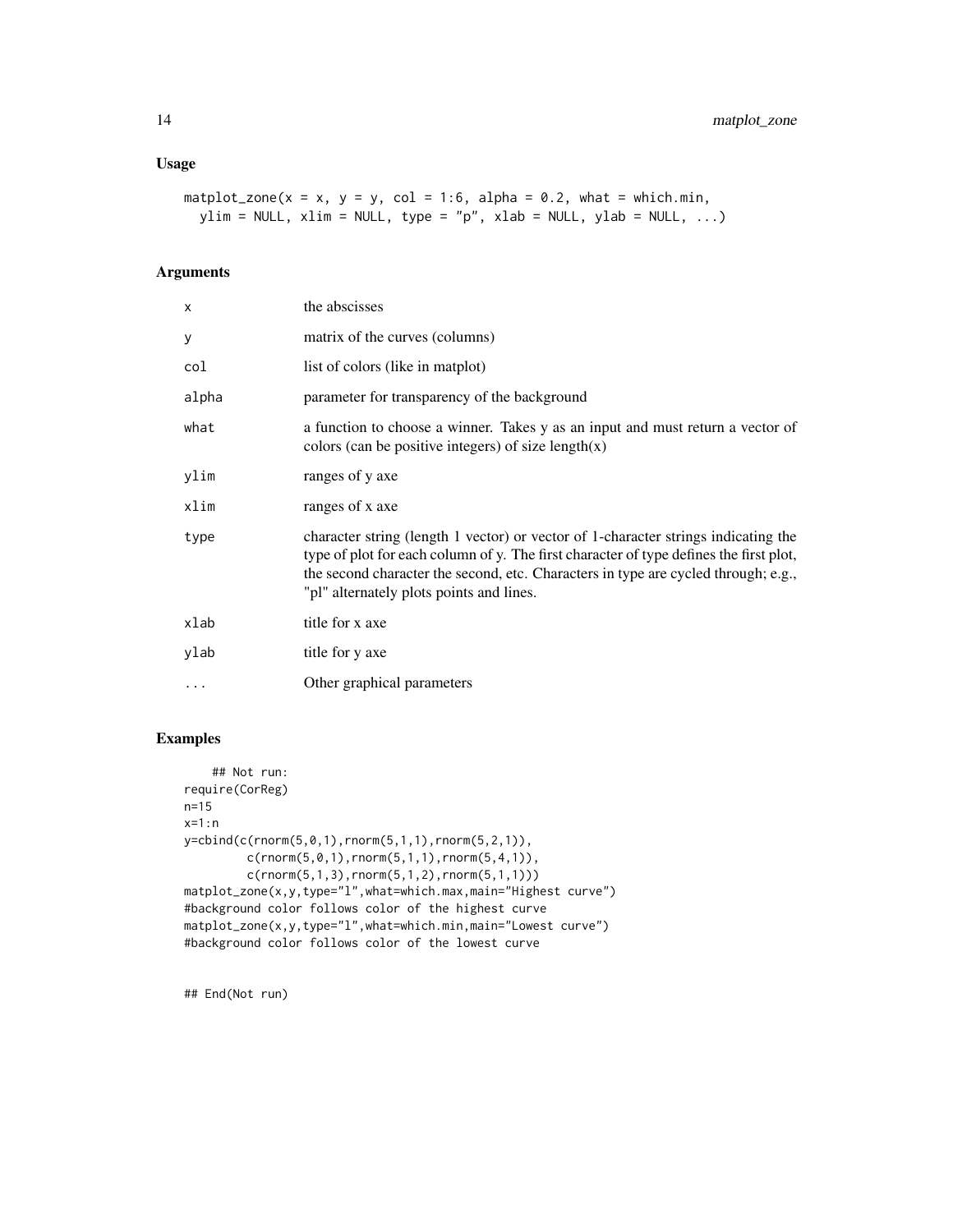## Usage

```
matplot_zone(x = x, y = y, col = 1:6, alpha = 0.2, what = which.min,
  ylim = NULL, xlim = NULL, type = "p", xlab = NULL, ylab = NULL, ...)
```

## Arguments

| | |
|---|---|
| x | the abscisses |
| y | matrix of the curves (columns) |
| col | list of colors (like in matplot) |
| alpha | parameter for transparency of the background |
| what | a function to choose a winner. Takes y as an input and must return a vector of colors (can be positive integers) of size length(x) |
| ylim | ranges of y axe |
| xlim | ranges of x axe |
| type | character string (length 1 vector) or vector of 1-character strings indicating the type of plot for each column of y. The first character of type defines the first plot, the second character the second, etc. Characters in type are cycled through; e.g., "pl" alternately plots points and lines. |
| xlab | title for x axe |
| ylab | title for y axe |
| ... | Other graphical parameters |

## Examples

```
    ## Not run:
require(CorReg)
n=15
x=1:n
y=cbind(c(rnorm(5,0,1),rnorm(5,1,1),rnorm(5,2,1)),
        c(rnorm(5,0,1),rnorm(5,1,1),rnorm(5,4,1)),
        c(rnorm(5,1,3),rnorm(5,1,2),rnorm(5,1,1)))
matplot_zone(x,y,type="l",what=which.max,main="Highest curve")
#background color follows color of the highest curve
matplot_zone(x,y,type="l",what=which.min,main="Lowest curve")
#background color follows color of the lowest curve


## End(Not run)
```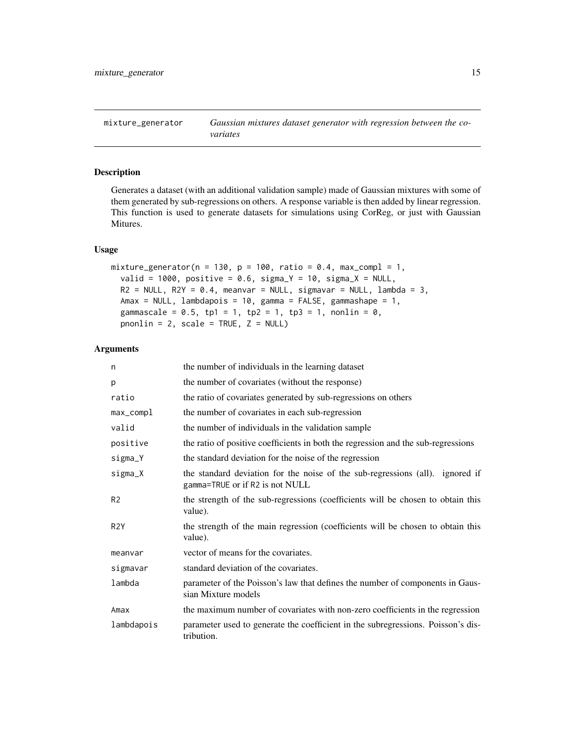mixture_generator — *Gaussian mixtures dataset generator with regression between the covariates*

## Description

Generates a dataset (with an additional validation sample) made of Gaussian mixtures with some of them generated by sub-regressions on others. A response variable is then added by linear regression. This function is used to generate datasets for simulations using CorReg, or just with Gaussian Mitures.

## Usage

```
mixture_generator(n = 130, p = 100, ratio = 0.4, max_compl = 1,
  valid = 1000, positive = 0.6, sigma_Y = 10, sigma_X = NULL,
  R2 = NULL, R2Y = 0.4, meanvar = NULL, sigmavar = NULL, lambda = 3,
  Amax = NULL, lambdapois = 10, gamma = FALSE, gammashape = 1,
  gammascale = 0.5, tp1 = 1, tp2 = 1, tp3 = 1, nonlin = 0,
  pnonlin = 2, scale = TRUE, Z = NULL)
```

## Arguments

| Argument | Description |
|---|---|
| n | the number of individuals in the learning dataset |
| p | the number of covariates (without the response) |
| ratio | the ratio of covariates generated by sub-regressions on others |
| max_compl | the number of covariates in each sub-regression |
| valid | the number of individuals in the validation sample |
| positive | the ratio of positive coefficients in both the regression and the sub-regressions |
| sigma_Y | the standard deviation for the noise of the regression |
| sigma_X | the standard deviation for the noise of the sub-regressions (all). ignored if gamma=TRUE or if R2 is not NULL |
| R2 | the strength of the sub-regressions (coefficients will be chosen to obtain this value). |
| R2Y | the strength of the main regression (coefficients will be chosen to obtain this value). |
| meanvar | vector of means for the covariates. |
| sigmavar | standard deviation of the covariates. |
| lambda | parameter of the Poisson's law that defines the number of components in Gaussian Mixture models |
| Amax | the maximum number of covariates with non-zero coefficients in the regression |
| lambdapois | parameter used to generate the coefficient in the subregressions. Poisson's distribution. |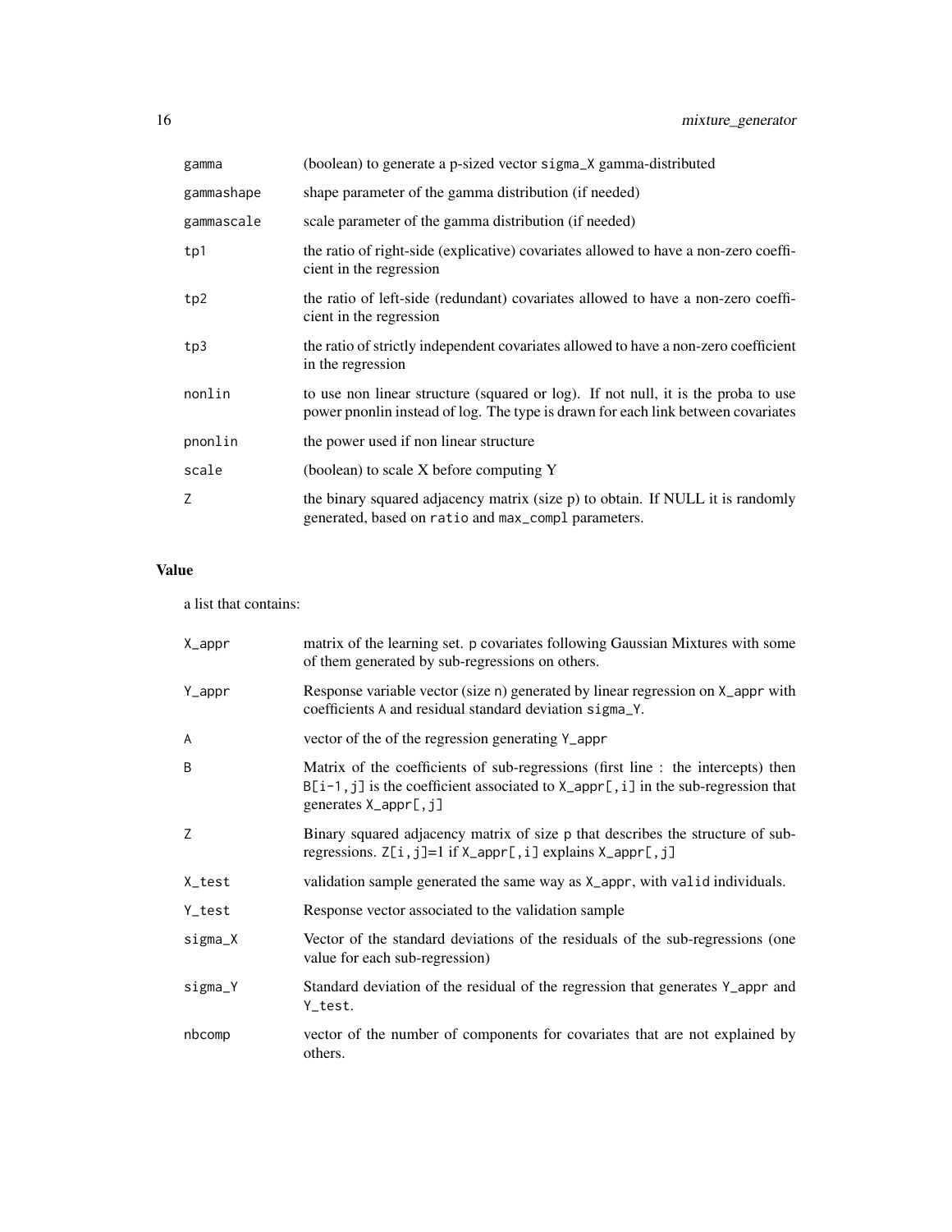| | |
|---|---|
| gamma | (boolean) to generate a p-sized vector sigma_X gamma-distributed |
| gammashape | shape parameter of the gamma distribution (if needed) |
| gammascale | scale parameter of the gamma distribution (if needed) |
| tp1 | the ratio of right-side (explicative) covariates allowed to have a non-zero coefficient in the regression |
| tp2 | the ratio of left-side (redundant) covariates allowed to have a non-zero coefficient in the regression |
| tp3 | the ratio of strictly independent covariates allowed to have a non-zero coefficient in the regression |
| nonlin | to use non linear structure (squared or log). If not null, it is the proba to use power pnonlin instead of log. The type is drawn for each link between covariates |
| pnonlin | the power used if non linear structure |
| scale | (boolean) to scale X before computing Y |
| Z | the binary squared adjacency matrix (size p) to obtain. If NULL it is randomly generated, based on ratio and max_compl parameters. |

## Value

a list that contains:

| | |
|---|---|
| X_appr | matrix of the learning set. p covariates following Gaussian Mixtures with some of them generated by sub-regressions on others. |
| Y_appr | Response variable vector (size n) generated by linear regression on X_appr with coefficients A and residual standard deviation sigma_Y. |
| A | vector of the of the regression generating Y_appr |
| B | Matrix of the coefficients of sub-regressions (first line : the intercepts) then B[i-1,j] is the coefficient associated to X_appr[,i] in the sub-regression that generates X_appr[,j] |
| Z | Binary squared adjacency matrix of size p that describes the structure of sub-regressions. Z[i,j]=1 if X_appr[,i] explains X_appr[,j] |
| X_test | validation sample generated the same way as X_appr, with valid individuals. |
| Y_test | Response vector associated to the validation sample |
| sigma_X | Vector of the standard deviations of the residuals of the sub-regressions (one value for each sub-regression) |
| sigma_Y | Standard deviation of the residual of the regression that generates Y_appr and Y_test. |
| nbcomp | vector of the number of components for covariates that are not explained by others. |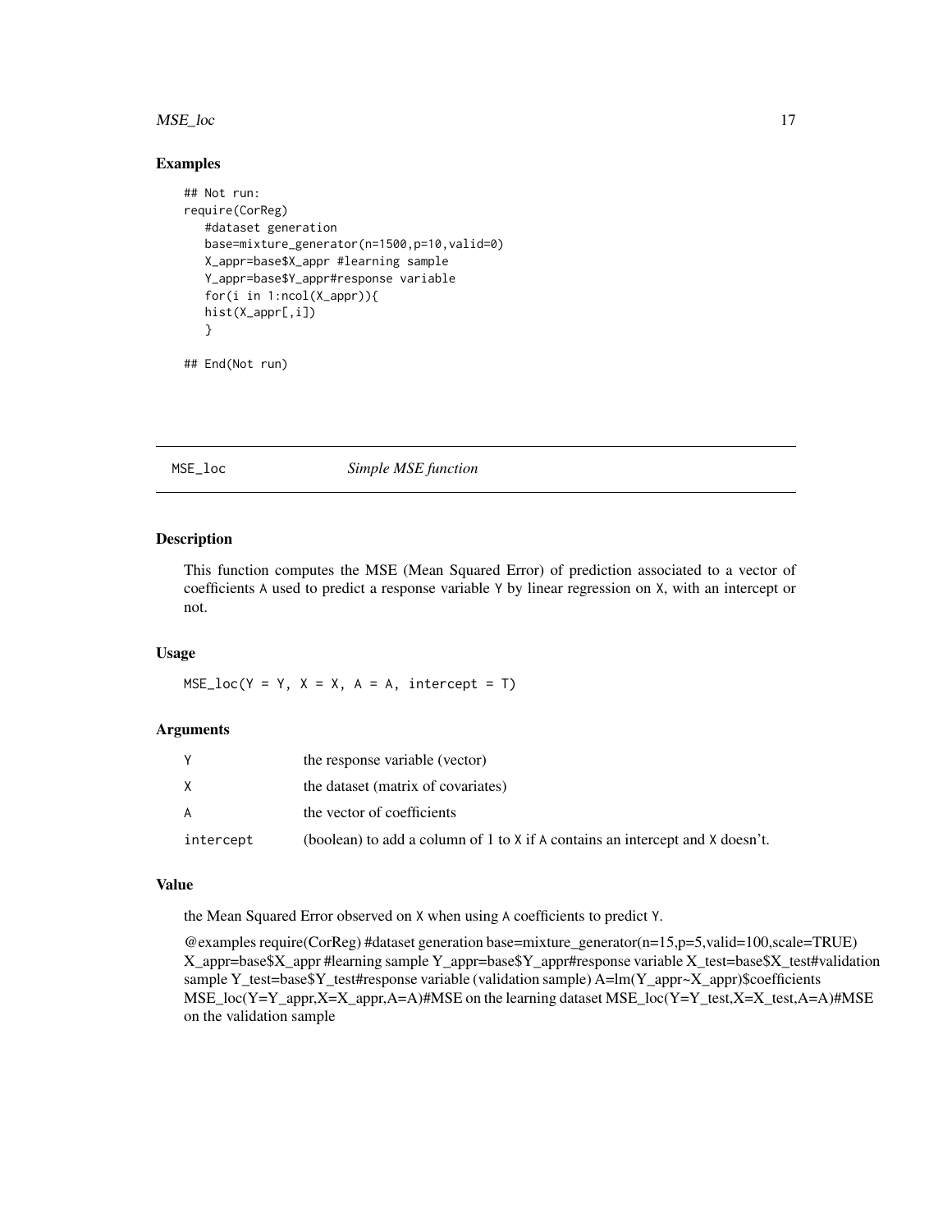## Examples

```
## Not run:
require(CorReg)
   #dataset generation
   base=mixture_generator(n=1500,p=10,valid=0)
   X_appr=base$X_appr #learning sample
   Y_appr=base$Y_appr#response variable
   for(i in 1:ncol(X_appr)){
   hist(X_appr[,i])
   }

## End(Not run)
```

---

MSE_loc *Simple MSE function*

---

## Description

This function computes the MSE (Mean Squared Error) of prediction associated to a vector of coefficients A used to predict a response variable Y by linear regression on X, with an intercept or not.

## Usage

```
MSE_loc(Y = Y, X = X, A = A, intercept = T)
```

## Arguments

| | |
|---|---|
| Y | the response variable (vector) |
| X | the dataset (matrix of covariates) |
| A | the vector of coefficients |
| intercept | (boolean) to add a column of 1 to X if A contains an intercept and X doesn't. |

## Value

the Mean Squared Error observed on X when using A coefficients to predict Y.

@examples require(CorReg) #dataset generation base=mixture_generator(n=15,p=5,valid=100,scale=TRUE) X_appr=base$X_appr #learning sample Y_appr=base$Y_appr#response variable X_test=base$X_test#validation sample Y_test=base$Y_test#response variable (validation sample) A=lm(Y_appr~X_appr)$coefficients MSE_loc(Y=Y_appr,X=X_appr,A=A)#MSE on the learning dataset MSE_loc(Y=Y_test,X=X_test,A=A)#MSE on the validation sample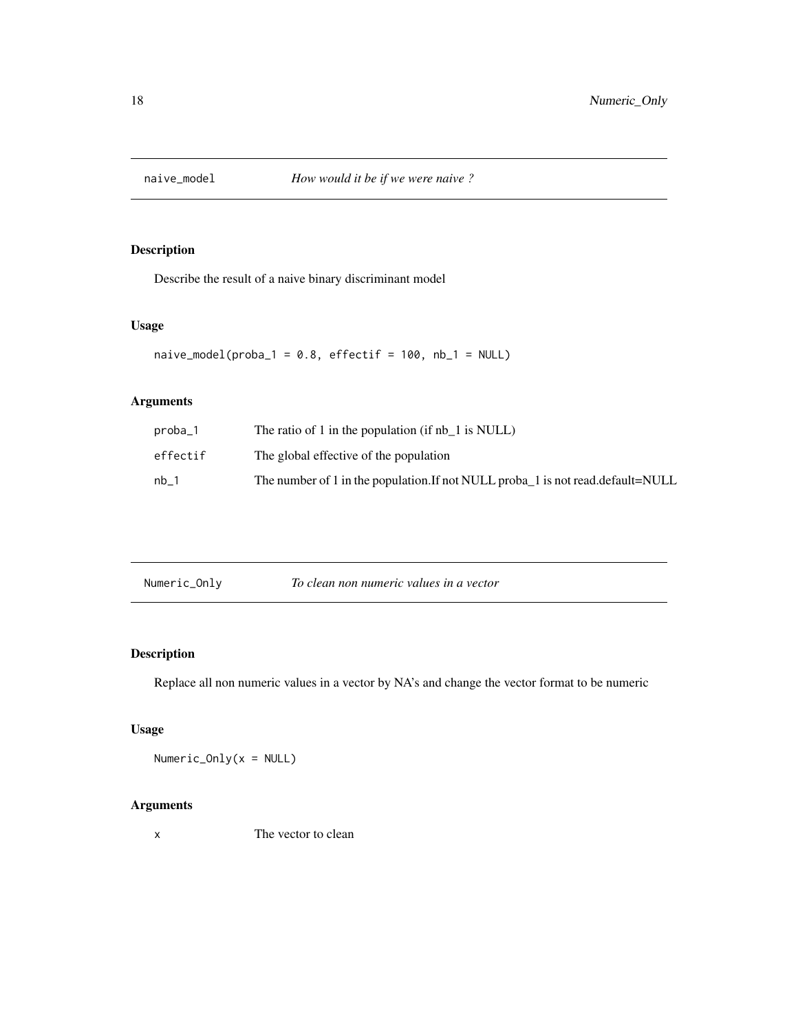## naive_model — *How would it be if we were naive ?*

### Description

Describe the result of a naive binary discriminant model

### Usage

```
naive_model(proba_1 = 0.8, effectif = 100, nb_1 = NULL)
```

### Arguments

| | |
|---|---|
| `proba_1` | The ratio of 1 in the population (if nb_1 is NULL) |
| `effectif` | The global effective of the population |
| `nb_1` | The number of 1 in the population.If not NULL proba_1 is not read.default=NULL |

## Numeric_Only — *To clean non numeric values in a vector*

### Description

Replace all non numeric values in a vector by NA's and change the vector format to be numeric

### Usage

```
Numeric_Only(x = NULL)
```

### Arguments

| | |
|---|---|
| `x` | The vector to clean |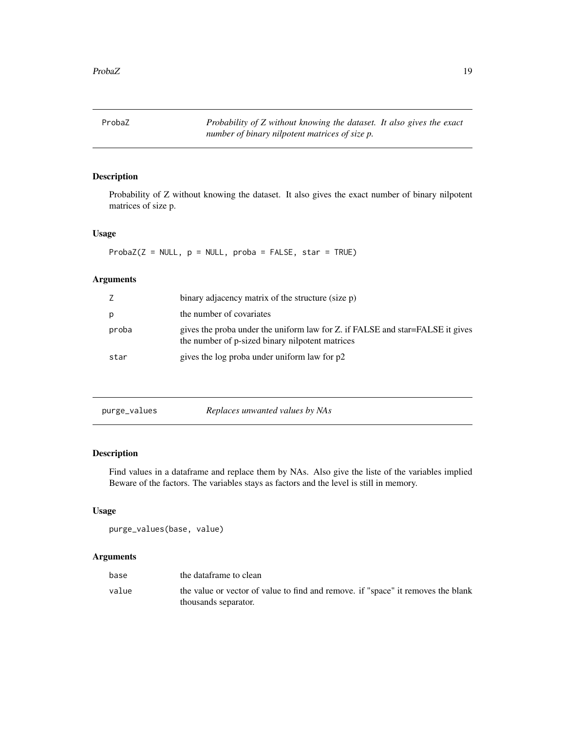## ProbaZ — *Probability of Z without knowing the dataset. It also gives the exact number of binary nilpotent matrices of size p.*

### Description

Probability of Z without knowing the dataset. It also gives the exact number of binary nilpotent matrices of size p.

### Usage

```
ProbaZ(Z = NULL, p = NULL, proba = FALSE, star = TRUE)
```

### Arguments

| | |
|---|---|
| Z | binary adjacency matrix of the structure (size p) |
| p | the number of covariates |
| proba | gives the proba under the uniform law for Z. if FALSE and star=FALSE it gives the number of p-sized binary nilpotent matrices |
| star | gives the log proba under uniform law for p2 |

## purge_values — *Replaces unwanted values by NAs*

### Description

Find values in a dataframe and replace them by NAs. Also give the liste of the variables implied Beware of the factors. The variables stays as factors and the level is still in memory.

### Usage

```
purge_values(base, value)
```

### Arguments

| | |
|---|---|
| base | the dataframe to clean |
| value | the value or vector of value to find and remove. if "space" it removes the blank thousands separator. |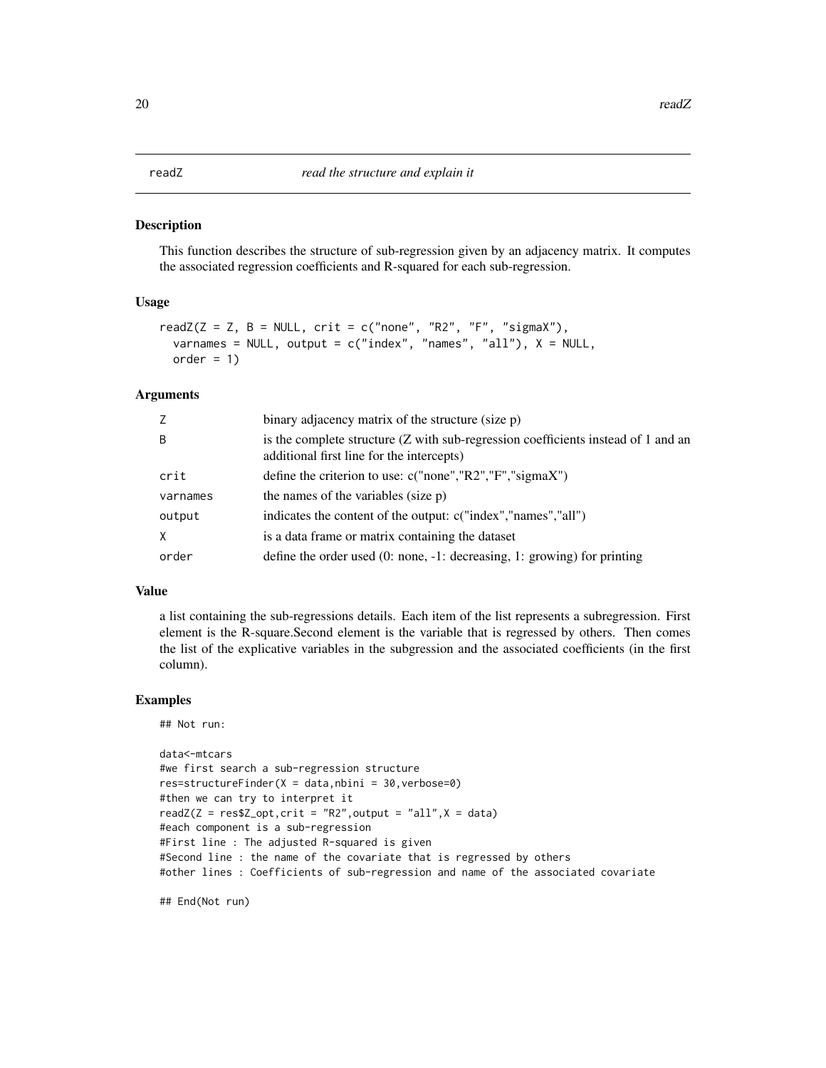# readZ — *read the structure and explain it*

## Description

This function describes the structure of sub-regression given by an adjacency matrix. It computes the associated regression coefficients and R-squared for each sub-regression.

## Usage

```
readZ(Z = Z, B = NULL, crit = c("none", "R2", "F", "sigmaX"),
  varnames = NULL, output = c("index", "names", "all"), X = NULL,
  order = 1)
```

## Arguments

| | |
|---|---|
| Z | binary adjacency matrix of the structure (size p) |
| B | is the complete structure (Z with sub-regression coefficients instead of 1 and an additional first line for the intercepts) |
| crit | define the criterion to use: c("none","R2","F","sigmaX") |
| varnames | the names of the variables (size p) |
| output | indicates the content of the output: c("index","names","all") |
| X | is a data frame or matrix containing the dataset |
| order | define the order used (0: none, -1: decreasing, 1: growing) for printing |

## Value

a list containing the sub-regressions details. Each item of the list represents a subregression. First element is the R-square.Second element is the variable that is regressed by others. Then comes the list of the explicative variables in the subgression and the associated coefficients (in the first column).

## Examples

```
## Not run:

data<-mtcars
#we first search a sub-regression structure
res=structureFinder(X = data,nbini = 30,verbose=0)
#then we can try to interpret it
readZ(Z = res$Z_opt,crit = "R2",output = "all",X = data)
#each component is a sub-regression
#First line : The adjusted R-squared is given
#Second line : the name of the covariate that is regressed by others
#other lines : Coefficients of sub-regression and name of the associated covariate

## End(Not run)
```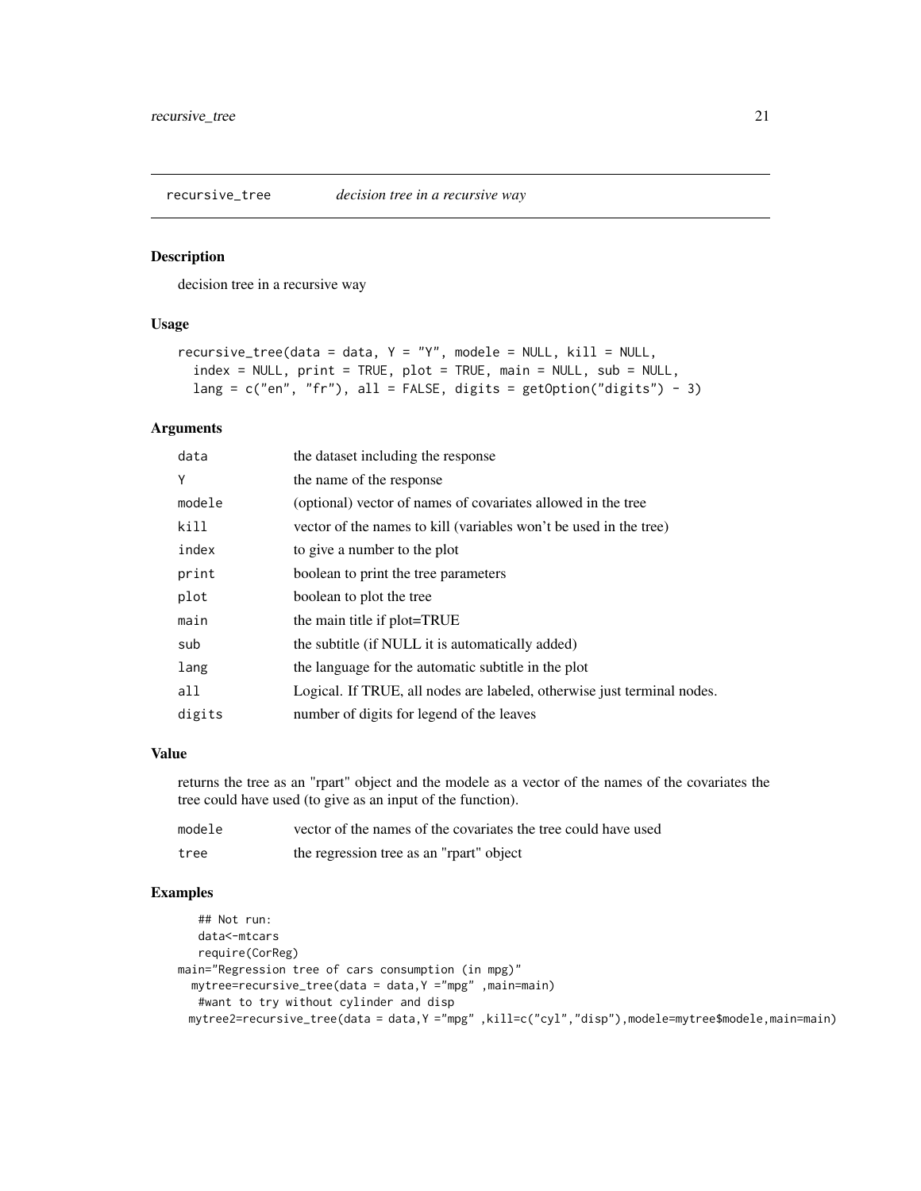## recursive_tree &nbsp;&nbsp;&nbsp; *decision tree in a recursive way*

### Description

decision tree in a recursive way

### Usage

```
recursive_tree(data = data, Y = "Y", modele = NULL, kill = NULL,
  index = NULL, print = TRUE, plot = TRUE, main = NULL, sub = NULL,
  lang = c("en", "fr"), all = FALSE, digits = getOption("digits") - 3)
```

### Arguments

| | |
|---|---|
| `data` | the dataset including the response |
| `Y` | the name of the response |
| `modele` | (optional) vector of names of covariates allowed in the tree |
| `kill` | vector of the names to kill (variables won't be used in the tree) |
| `index` | to give a number to the plot |
| `print` | boolean to print the tree parameters |
| `plot` | boolean to plot the tree |
| `main` | the main title if plot=TRUE |
| `sub` | the subtitle (if NULL it is automatically added) |
| `lang` | the language for the automatic subtitle in the plot |
| `all` | Logical. If TRUE, all nodes are labeled, otherwise just terminal nodes. |
| `digits` | number of digits for legend of the leaves |

### Value

returns the tree as an "rpart" object and the modele as a vector of the names of the covariates the tree could have used (to give as an input of the function).

| | |
|---|---|
| `modele` | vector of the names of the covariates the tree could have used |
| `tree` | the regression tree as an "rpart" object |

### Examples

```
   ## Not run:
   data<-mtcars
   require(CorReg)
main="Regression tree of cars consumption (in mpg)"
  mytree=recursive_tree(data = data,Y ="mpg" ,main=main)
   #want to try without cylinder and disp
  mytree2=recursive_tree(data = data,Y ="mpg" ,kill=c("cyl","disp"),modele=mytree$modele,main=main)
```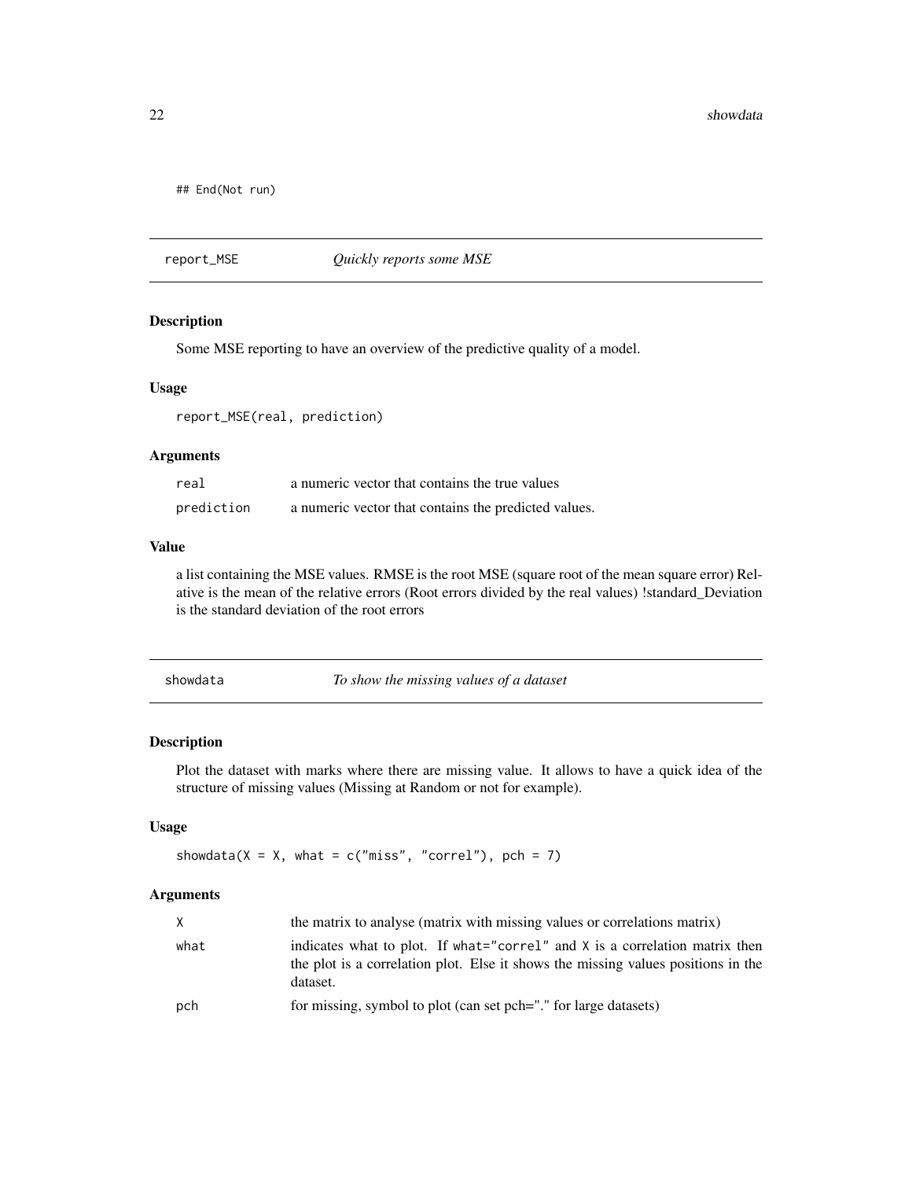```
## End(Not run)
```

## report_MSE *Quickly reports some MSE*

### Description

Some MSE reporting to have an overview of the predictive quality of a model.

### Usage

```
report_MSE(real, prediction)
```

### Arguments

| | |
|---|---|
| real | a numeric vector that contains the true values |
| prediction | a numeric vector that contains the predicted values. |

### Value

a list containing the MSE values. RMSE is the root MSE (square root of the mean square error) Relative is the mean of the relative errors (Root errors divided by the real values) !standard_Deviation is the standard deviation of the root errors

## showdata *To show the missing values of a dataset*

### Description

Plot the dataset with marks where there are missing value. It allows to have a quick idea of the structure of missing values (Missing at Random or not for example).

### Usage

```
showdata(X = X, what = c("miss", "correl"), pch = 7)
```

### Arguments

| | |
|---|---|
| X | the matrix to analyse (matrix with missing values or correlations matrix) |
| what | indicates what to plot. If what="correl" and X is a correlation matrix then the plot is a correlation plot. Else it shows the missing values positions in the dataset. |
| pch | for missing, symbol to plot (can set pch="." for large datasets) |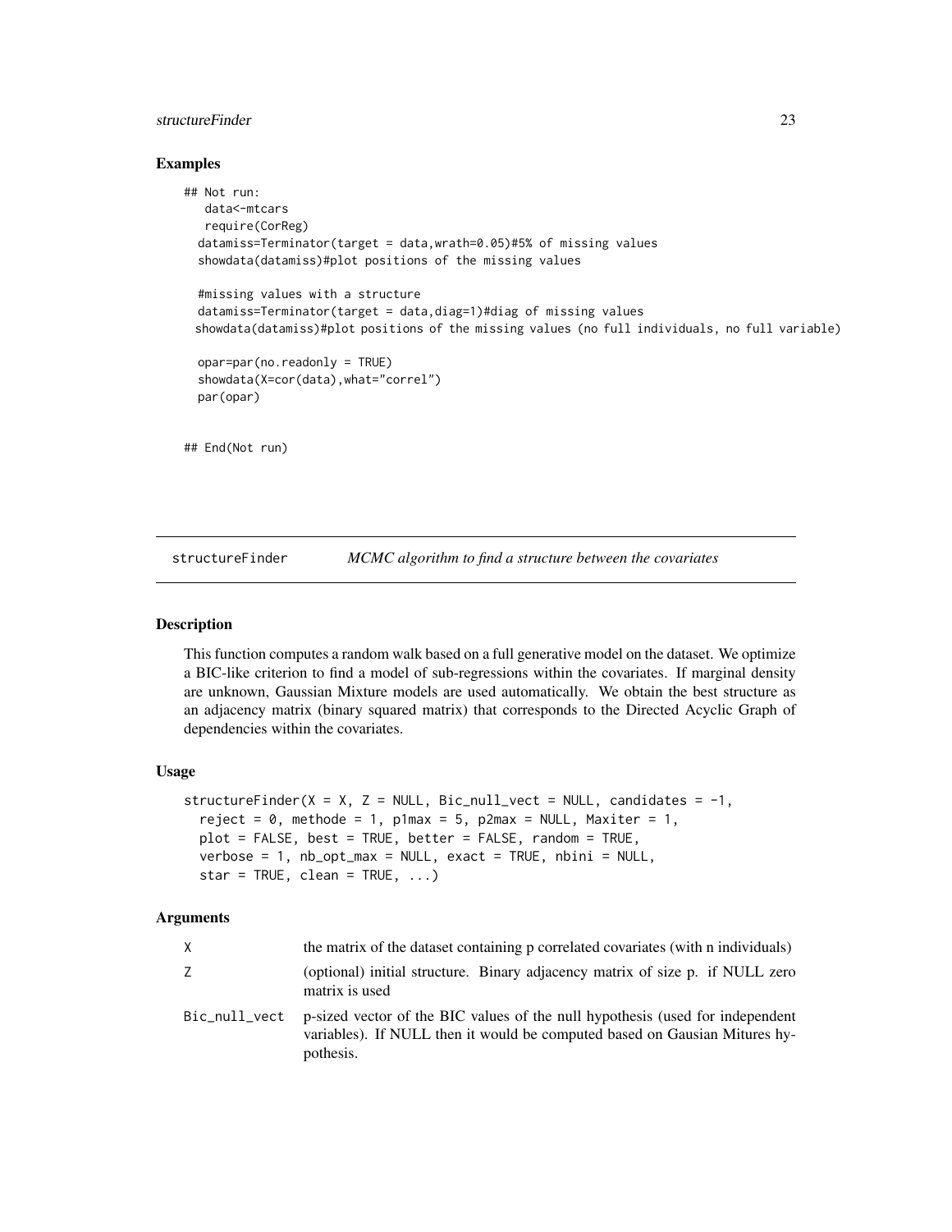## Examples

```
## Not run:
   data<-mtcars
   require(CorReg)
  datamiss=Terminator(target = data,wrath=0.05)#5% of missing values
  showdata(datamiss)#plot positions of the missing values

  #missing values with a structure
  datamiss=Terminator(target = data,diag=1)#diag of missing values
 showdata(datamiss)#plot positions of the missing values (no full individuals, no full variable)

  opar=par(no.readonly = TRUE)
  showdata(X=cor(data),what="correl")
  par(opar)


## End(Not run)
```

---

## structureFinder *MCMC algorithm to find a structure between the covariates*

---

### Description

This function computes a random walk based on a full generative model on the dataset. We optimize a BIC-like criterion to find a model of sub-regressions within the covariates. If marginal density are unknown, Gaussian Mixture models are used automatically. We obtain the best structure as an adjacency matrix (binary squared matrix) that corresponds to the Directed Acyclic Graph of dependencies within the covariates.

### Usage

```
structureFinder(X = X, Z = NULL, Bic_null_vect = NULL, candidates = -1,
  reject = 0, methode = 1, p1max = 5, p2max = NULL, Maxiter = 1,
  plot = FALSE, best = TRUE, better = FALSE, random = TRUE,
  verbose = 1, nb_opt_max = NULL, exact = TRUE, nbini = NULL,
  star = TRUE, clean = TRUE, ...)
```

### Arguments

| | |
|---|---|
| X | the matrix of the dataset containing p correlated covariates (with n individuals) |
| Z | (optional) initial structure. Binary adjacency matrix of size p. if NULL zero matrix is used |
| Bic_null_vect | p-sized vector of the BIC values of the null hypothesis (used for independent variables). If NULL then it would be computed based on Gausian Mitures hypothesis. |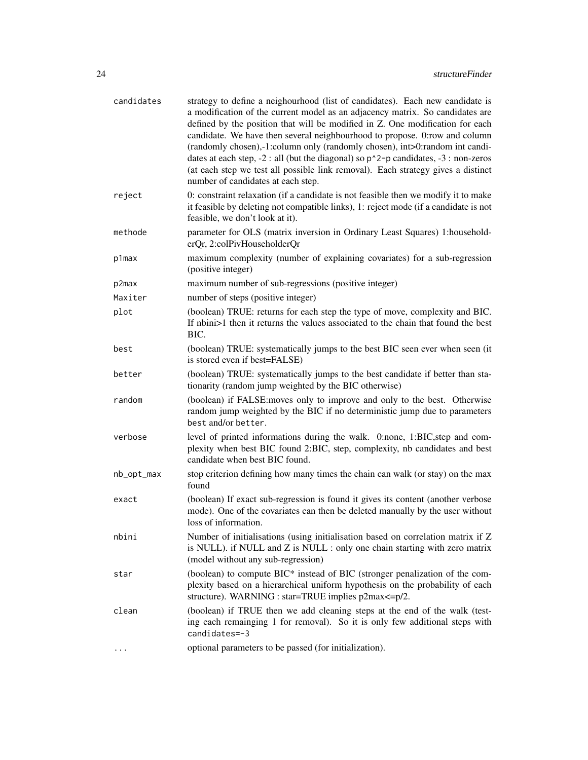| | |
|---|---|
| candidates | strategy to define a neighourhood (list of candidates). Each new candidate is a modification of the current model as an adjacency matrix. So candidates are defined by the position that will be modified in Z. One modification for each candidate. We have then several neighbourhood to propose. 0:row and column (randomly chosen),-1:column only (randomly chosen), int>0:random int candidates at each step, -2 : all (but the diagonal) so `p^2-p` candidates, -3 : non-zeros (at each step we test all possible link removal). Each strategy gives a distinct number of candidates at each step. |
| reject | 0: constraint relaxation (if a candidate is not feasible then we modify it to make it feasible by deleting not compatible links), 1: reject mode (if a candidate is not feasible, we don't look at it). |
| methode | parameter for OLS (matrix inversion in Ordinary Least Squares) 1:householderQr, 2:colPivHouseholderQr |
| p1max | maximum complexity (number of explaining covariates) for a sub-regression (positive integer) |
| p2max | maximum number of sub-regressions (positive integer) |
| Maxiter | number of steps (positive integer) |
| plot | (boolean) TRUE: returns for each step the type of move, complexity and BIC. If nbini>1 then it returns the values associated to the chain that found the best BIC. |
| best | (boolean) TRUE: systematically jumps to the best BIC seen ever when seen (it is stored even if best=FALSE) |
| better | (boolean) TRUE: systematically jumps to the best candidate if better than stationarity (random jump weighted by the BIC otherwise) |
| random | (boolean) if FALSE:moves only to improve and only to the best. Otherwise random jump weighted by the BIC if no deterministic jump due to parameters `best` and/or `better`. |
| verbose | level of printed informations during the walk. 0:none, 1:BIC,step and complexity when best BIC found 2:BIC, step, complexity, nb candidates and best candidate when best BIC found. |
| nb_opt_max | stop criterion defining how many times the chain can walk (or stay) on the max found |
| exact | (boolean) If exact sub-regression is found it gives its content (another verbose mode). One of the covariates can then be deleted manually by the user without loss of information. |
| nbini | Number of initialisations (using initialisation based on correlation matrix if Z is NULL). if NULL and Z is NULL : only one chain starting with zero matrix (model without any sub-regression) |
| star | (boolean) to compute BIC* instead of BIC (stronger penalization of the complexity based on a hierarchical uniform hypothesis on the probability of each structure). WARNING : star=TRUE implies p2max<=p/2. |
| clean | (boolean) if TRUE then we add cleaning steps at the end of the walk (testing each remainging 1 for removal). So it is only few additional steps with `candidates=-3` |
| ... | optional parameters to be passed (for initialization). |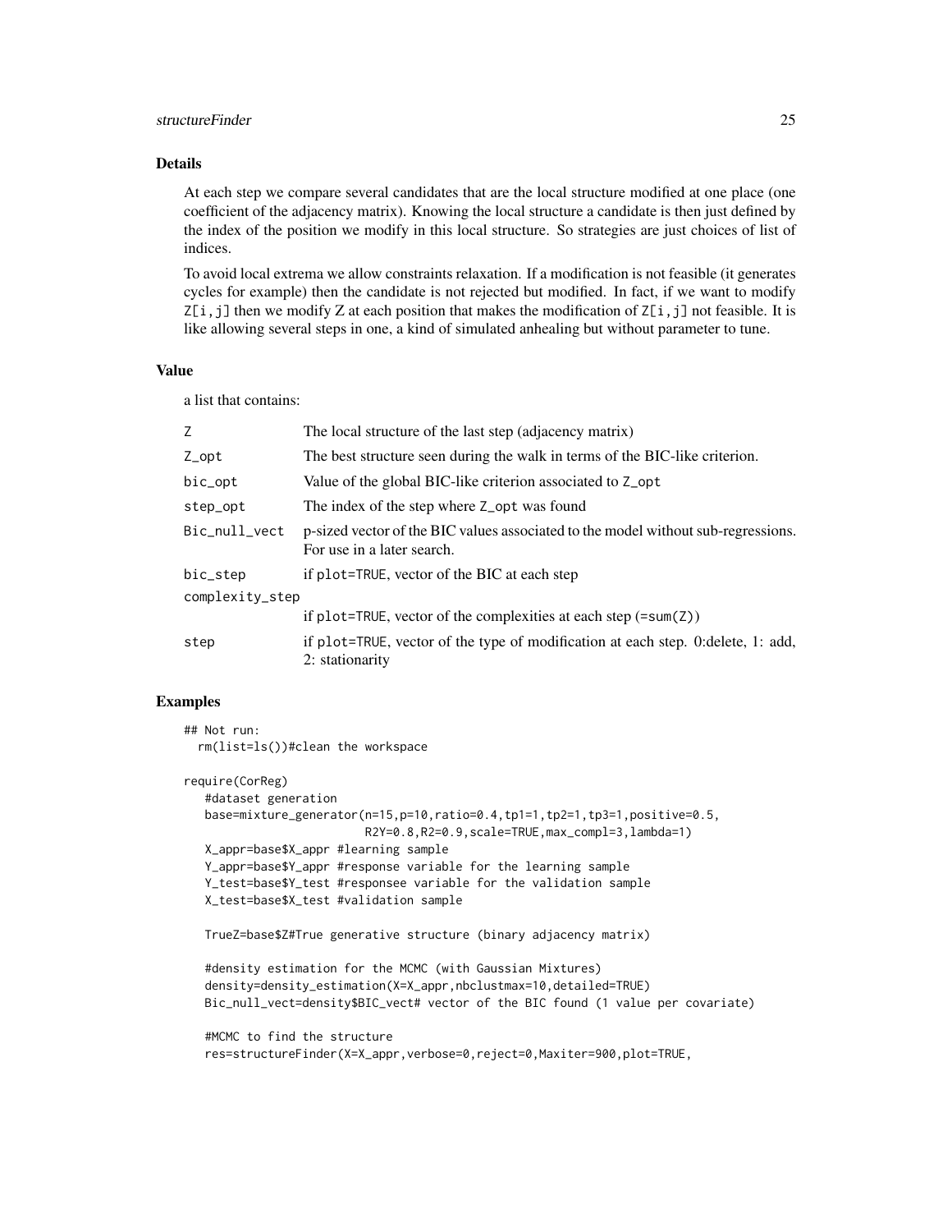### Details

At each step we compare several candidates that are the local structure modified at one place (one coefficient of the adjacency matrix). Knowing the local structure a candidate is then just defined by the index of the position we modify in this local structure. So strategies are just choices of list of indices.

To avoid local extrema we allow constraints relaxation. If a modification is not feasible (it generates cycles for example) then the candidate is not rejected but modified. In fact, if we want to modify `Z[i,j]` then we modify Z at each position that makes the modification of `Z[i,j]` not feasible. It is like allowing several steps in one, a kind of simulated anhealing but without parameter to tune.

### Value

a list that contains:

| | |
|---|---|
| `Z` | The local structure of the last step (adjacency matrix) |
| `Z_opt` | The best structure seen during the walk in terms of the BIC-like criterion. |
| `bic_opt` | Value of the global BIC-like criterion associated to `Z_opt` |
| `step_opt` | The index of the step where `Z_opt` was found |
| `Bic_null_vect` | p-sized vector of the BIC values associated to the model without sub-regressions. For use in a later search. |
| `bic_step` | if `plot=TRUE`, vector of the BIC at each step |
| `complexity_step` | if `plot=TRUE`, vector of the complexities at each step (`=sum(Z)`) |
| `step` | if `plot=TRUE`, vector of the type of modification at each step. 0:delete, 1: add, 2: stationarity |

### Examples

```
## Not run:
  rm(list=ls())#clean the workspace

require(CorReg)
   #dataset generation
   base=mixture_generator(n=15,p=10,ratio=0.4,tp1=1,tp2=1,tp3=1,positive=0.5,
                          R2Y=0.8,R2=0.9,scale=TRUE,max_compl=3,lambda=1)
   X_appr=base$X_appr #learning sample
   Y_appr=base$Y_appr #response variable for the learning sample
   Y_test=base$Y_test #responsee variable for the validation sample
   X_test=base$X_test #validation sample

   TrueZ=base$Z#True generative structure (binary adjacency matrix)

   #density estimation for the MCMC (with Gaussian Mixtures)
   density=density_estimation(X=X_appr,nbclustmax=10,detailed=TRUE)
   Bic_null_vect=density$BIC_vect# vector of the BIC found (1 value per covariate)

   #MCMC to find the structure
   res=structureFinder(X=X_appr,verbose=0,reject=0,Maxiter=900,plot=TRUE,
```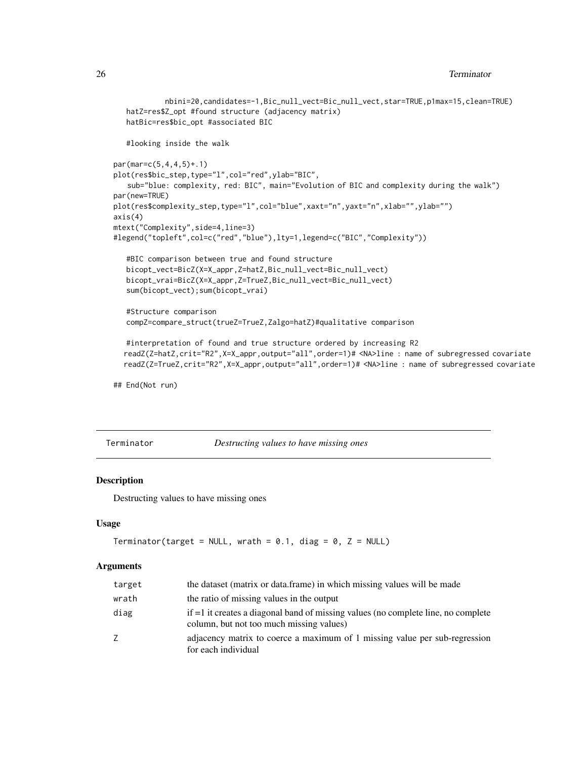```
         nbini=20,candidates=-1,Bic_null_vect=Bic_null_vect,star=TRUE,p1max=15,clean=TRUE)
   hatZ=res$Z_opt #found structure (adjacency matrix)
   hatBic=res$bic_opt #associated BIC

   #looking inside the walk

par(mar=c(5,4,4,5)+.1)
plot(res$bic_step,type="l",col="red",ylab="BIC",
   sub="blue: complexity, red: BIC", main="Evolution of BIC and complexity during the walk")
par(new=TRUE)
plot(res$complexity_step,type="l",col="blue",xaxt="n",yaxt="n",xlab="",ylab="")
axis(4)
mtext("Complexity",side=4,line=3)
#legend("topleft",col=c("red","blue"),lty=1,legend=c("BIC","Complexity"))

   #BIC comparison between true and found structure
   bicopt_vect=BicZ(X=X_appr,Z=hatZ,Bic_null_vect=Bic_null_vect)
   bicopt_vrai=BicZ(X=X_appr,Z=TrueZ,Bic_null_vect=Bic_null_vect)
   sum(bicopt_vect);sum(bicopt_vrai)

   #Structure comparison
   compZ=compare_struct(trueZ=TrueZ,Zalgo=hatZ)#qualitative comparison

   #interpretation of found and true structure ordered by increasing R2
  readZ(Z=hatZ,crit="R2",X=X_appr,output="all",order=1)# <NA>line : name of subregressed covariate
  readZ(Z=TrueZ,crit="R2",X=X_appr,output="all",order=1)# <NA>line : name of subregressed covariate

## End(Not run)
```

---

# Terminator — *Destructing values to have missing ones*

### Description

Destructing values to have missing ones

### Usage

```
Terminator(target = NULL, wrath = 0.1, diag = 0, Z = NULL)
```

### Arguments

| | |
|---|---|
| target | the dataset (matrix or data.frame) in which missing values will be made |
| wrath | the ratio of missing values in the output |
| diag | if =1 it creates a diagonal band of missing values (no complete line, no complete column, but not too much missing values) |
| Z | adjacency matrix to coerce a maximum of 1 missing value per sub-regression for each individual |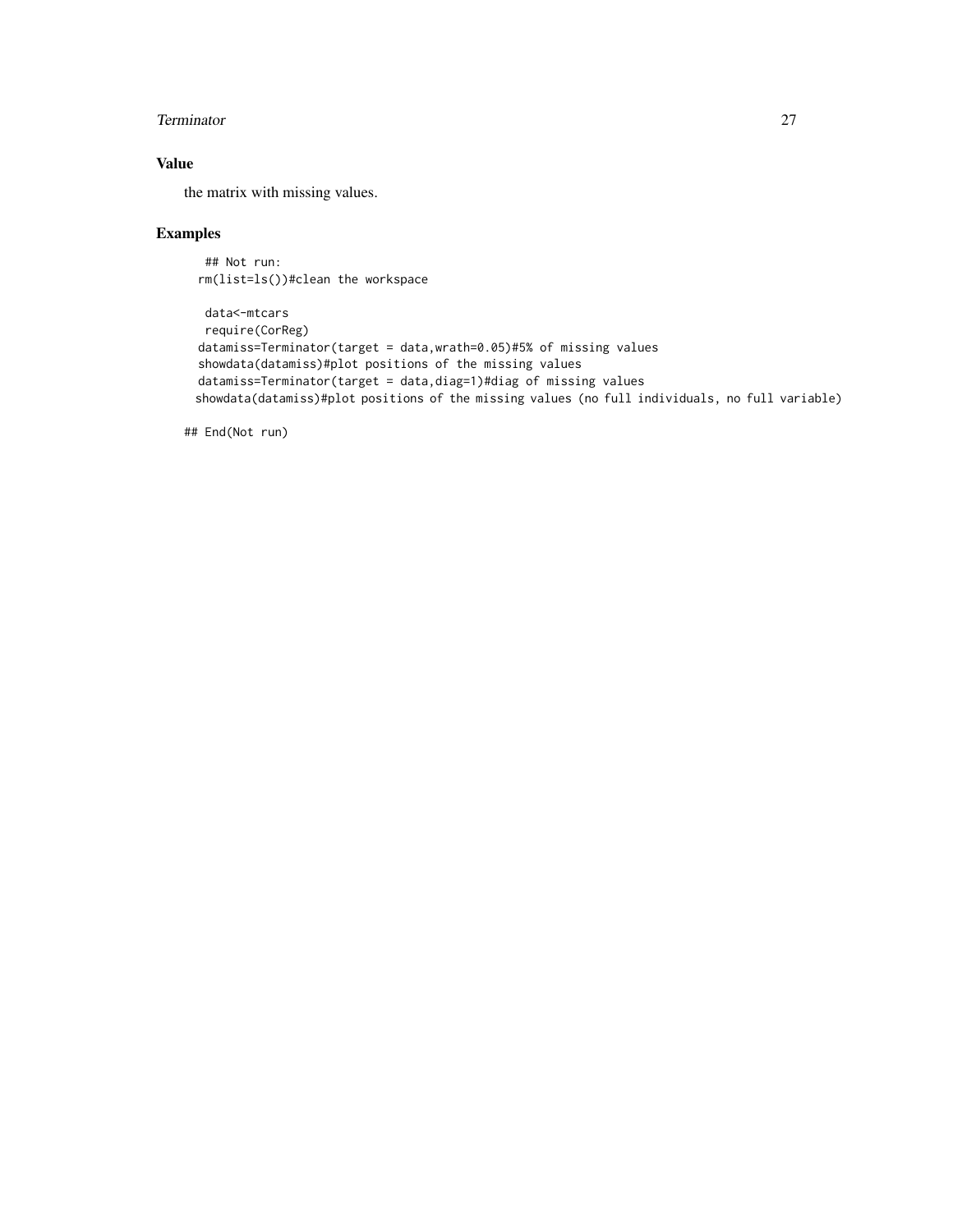## Value

the matrix with missing values.

## Examples

```
## Not run:
rm(list=ls())#clean the workspace

 data<-mtcars
 require(CorReg)
datamiss=Terminator(target = data,wrath=0.05)#5% of missing values
showdata(datamiss)#plot positions of the missing values
datamiss=Terminator(target = data,diag=1)#diag of missing values
showdata(datamiss)#plot positions of the missing values (no full individuals, no full variable)

## End(Not run)
```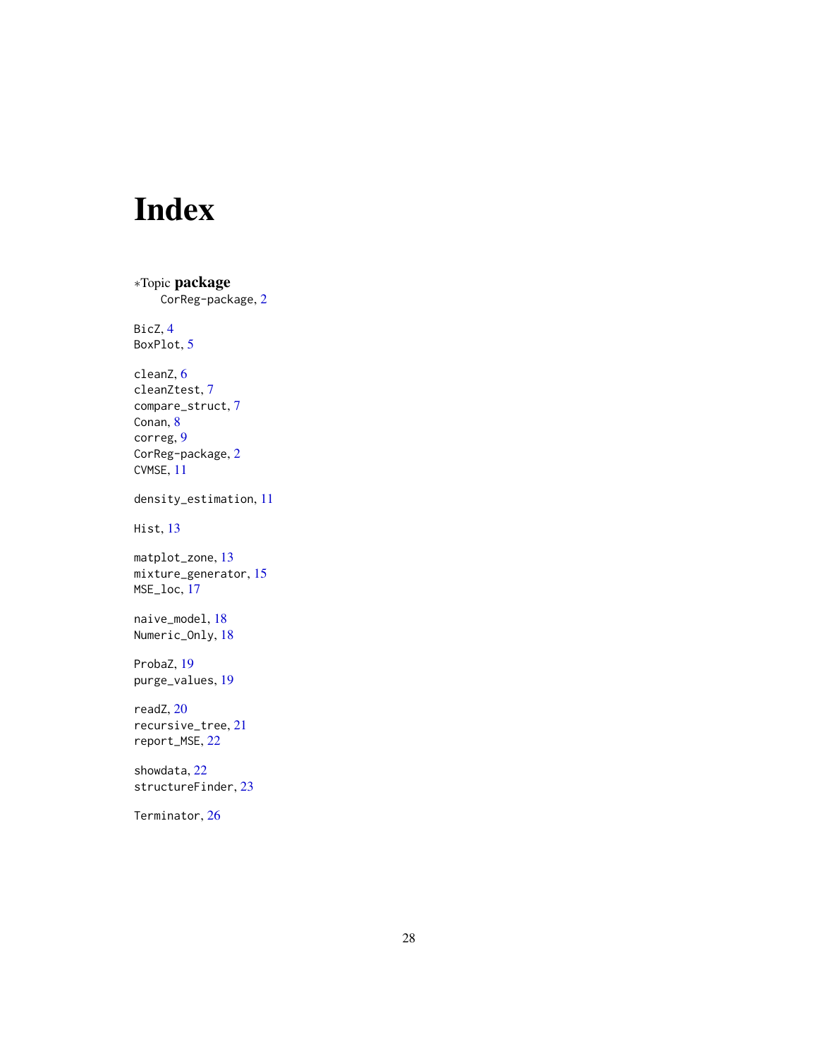# Index

∗Topic **package**
    CorReg-package, 2

BicZ, 4
BoxPlot, 5

cleanZ, 6
cleanZtest, 7
compare_struct, 7
Conan, 8
correg, 9
CorReg-package, 2
CVMSE, 11

density_estimation, 11

Hist, 13

matplot_zone, 13
mixture_generator, 15
MSE_loc, 17

naive_model, 18
Numeric_Only, 18

ProbaZ, 19
purge_values, 19

readZ, 20
recursive_tree, 21
report_MSE, 22

showdata, 22
structureFinder, 23

Terminator, 26